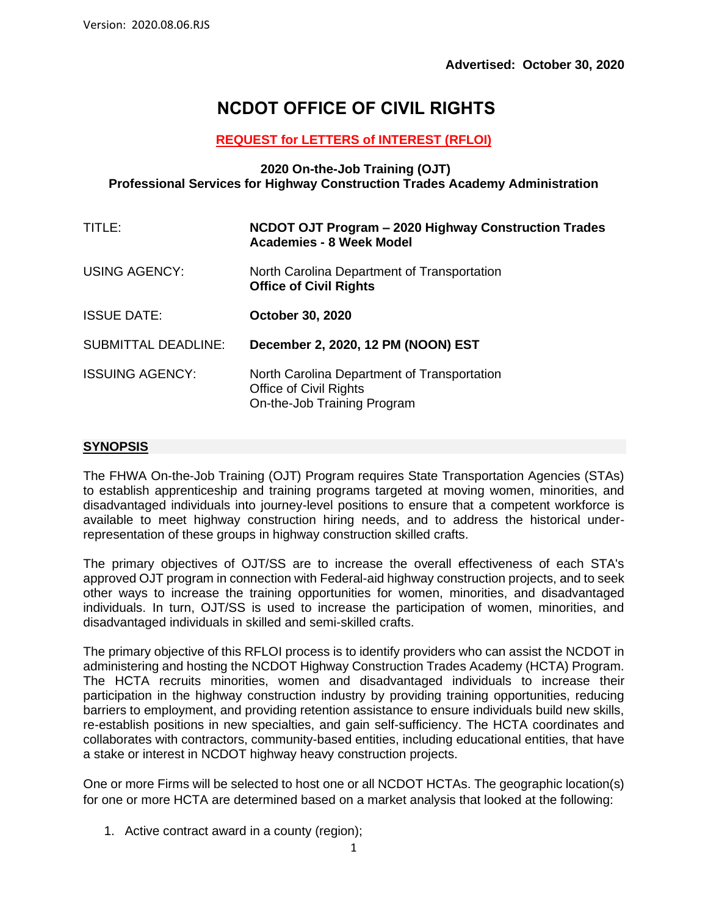Version: 2020.08.06.RJS

**Advertised: October 30, 2020**

# NCDOT OFFICE OF CIVIL RIGHTS

**REQUEST for LETTERS of INTEREST (RFLOI)**

**2020 On-the-Job Training (OJT)**
**Professional Services for Highway Construction Trades Academy Administration**

| | |
|---|---|
| TITLE: | **NCDOT OJT Program – 2020 Highway Construction Trades Academies - 8 Week Model** |
| USING AGENCY: | North Carolina Department of Transportation **Office of Civil Rights** |
| ISSUE DATE: | **October 30, 2020** |
| SUBMITTAL DEADLINE: | **December 2, 2020, 12 PM (NOON) EST** |
| ISSUING AGENCY: | North Carolina Department of Transportation Office of Civil Rights On-the-Job Training Program |

## SYNOPSIS

The FHWA On-the-Job Training (OJT) Program requires State Transportation Agencies (STAs) to establish apprenticeship and training programs targeted at moving women, minorities, and disadvantaged individuals into journey-level positions to ensure that a competent workforce is available to meet highway construction hiring needs, and to address the historical under-representation of these groups in highway construction skilled crafts.

The primary objectives of OJT/SS are to increase the overall effectiveness of each STA's approved OJT program in connection with Federal-aid highway construction projects, and to seek other ways to increase the training opportunities for women, minorities, and disadvantaged individuals. In turn, OJT/SS is used to increase the participation of women, minorities, and disadvantaged individuals in skilled and semi-skilled crafts.

The primary objective of this RFLOI process is to identify providers who can assist the NCDOT in administering and hosting the NCDOT Highway Construction Trades Academy (HCTA) Program. The HCTA recruits minorities, women and disadvantaged individuals to increase their participation in the highway construction industry by providing training opportunities, reducing barriers to employment, and providing retention assistance to ensure individuals build new skills, re-establish positions in new specialties, and gain self-sufficiency. The HCTA coordinates and collaborates with contractors, community-based entities, including educational entities, that have a stake or interest in NCDOT highway heavy construction projects.

One or more Firms will be selected to host one or all NCDOT HCTAs. The geographic location(s) for one or more HCTA are determined based on a market analysis that looked at the following:

1. Active contract award in a county (region);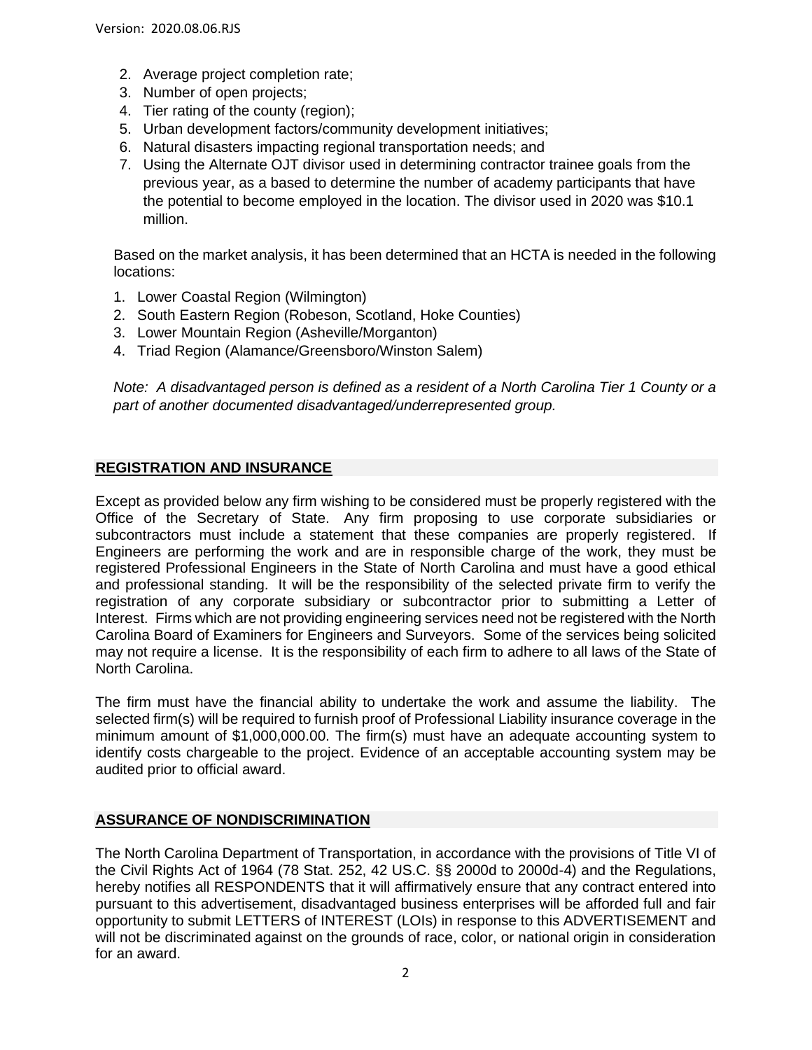2. Average project completion rate;
3. Number of open projects;
4. Tier rating of the county (region);
5. Urban development factors/community development initiatives;
6. Natural disasters impacting regional transportation needs; and
7. Using the Alternate OJT divisor used in determining contractor trainee goals from the previous year, as a based to determine the number of academy participants that have the potential to become employed in the location. The divisor used in 2020 was $10.1 million.

Based on the market analysis, it has been determined that an HCTA is needed in the following locations:

1. Lower Coastal Region (Wilmington)
2. South Eastern Region (Robeson, Scotland, Hoke Counties)
3. Lower Mountain Region (Asheville/Morganton)
4. Triad Region (Alamance/Greensboro/Winston Salem)

*Note: A disadvantaged person is defined as a resident of a North Carolina Tier 1 County or a part of another documented disadvantaged/underrepresented group.*

## REGISTRATION AND INSURANCE

Except as provided below any firm wishing to be considered must be properly registered with the Office of the Secretary of State. Any firm proposing to use corporate subsidiaries or subcontractors must include a statement that these companies are properly registered. If Engineers are performing the work and are in responsible charge of the work, they must be registered Professional Engineers in the State of North Carolina and must have a good ethical and professional standing. It will be the responsibility of the selected private firm to verify the registration of any corporate subsidiary or subcontractor prior to submitting a Letter of Interest. Firms which are not providing engineering services need not be registered with the North Carolina Board of Examiners for Engineers and Surveyors. Some of the services being solicited may not require a license. It is the responsibility of each firm to adhere to all laws of the State of North Carolina.

The firm must have the financial ability to undertake the work and assume the liability. The selected firm(s) will be required to furnish proof of Professional Liability insurance coverage in the minimum amount of $1,000,000.00. The firm(s) must have an adequate accounting system to identify costs chargeable to the project. Evidence of an acceptable accounting system may be audited prior to official award.

## ASSURANCE OF NONDISCRIMINATION

The North Carolina Department of Transportation, in accordance with the provisions of Title VI of the Civil Rights Act of 1964 (78 Stat. 252, 42 US.C. §§ 2000d to 2000d-4) and the Regulations, hereby notifies all RESPONDENTS that it will affirmatively ensure that any contract entered into pursuant to this advertisement, disadvantaged business enterprises will be afforded full and fair opportunity to submit LETTERS of INTEREST (LOIs) in response to this ADVERTISEMENT and will not be discriminated against on the grounds of race, color, or national origin in consideration for an award.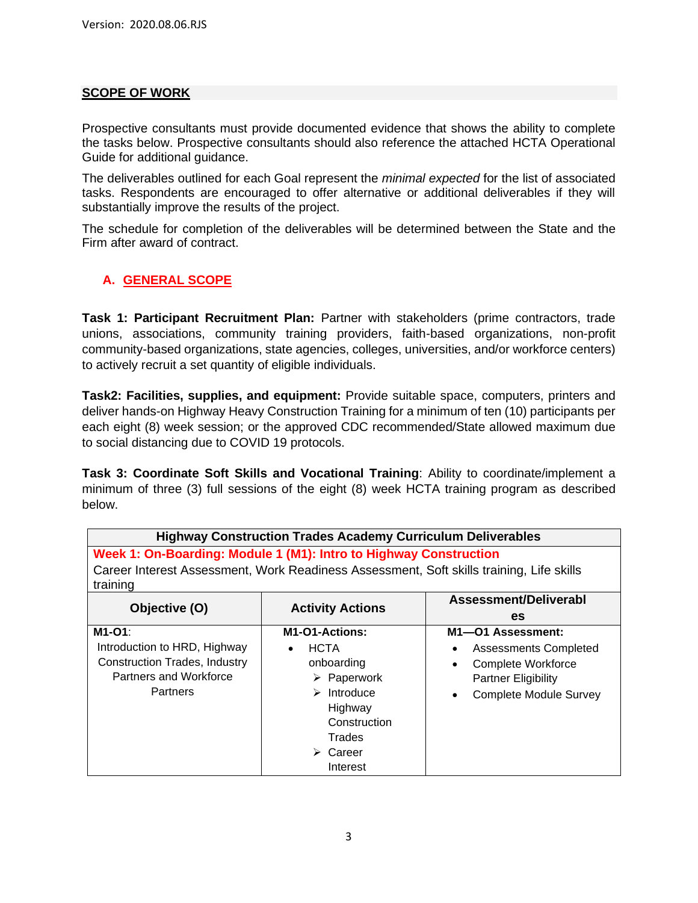Version: 2020.08.06.RJS

## SCOPE OF WORK

Prospective consultants must provide documented evidence that shows the ability to complete the tasks below. Prospective consultants should also reference the attached HCTA Operational Guide for additional guidance.

The deliverables outlined for each Goal represent the *minimal expected* for the list of associated tasks. Respondents are encouraged to offer alternative or additional deliverables if they will substantially improve the results of the project.

The schedule for completion of the deliverables will be determined between the State and the Firm after award of contract.

### A. GENERAL SCOPE

**Task 1: Participant Recruitment Plan:** Partner with stakeholders (prime contractors, trade unions, associations, community training providers, faith-based organizations, non-profit community-based organizations, state agencies, colleges, universities, and/or workforce centers) to actively recruit a set quantity of eligible individuals.

**Task2: Facilities, supplies, and equipment:** Provide suitable space, computers, printers and deliver hands-on Highway Heavy Construction Training for a minimum of ten (10) participants per each eight (8) week session; or the approved CDC recommended/State allowed maximum due to social distancing due to COVID 19 protocols.

**Task 3: Coordinate Soft Skills and Vocational Training**: Ability to coordinate/implement a minimum of three (3) full sessions of the eight (8) week HCTA training program as described below.

| **Highway Construction Trades Academy Curriculum Deliverables** | | |
|---|---|---|
| **Week 1: On-Boarding: Module 1 (M1): Intro to Highway Construction**<br>Career Interest Assessment, Work Readiness Assessment, Soft skills training, Life skills training | | |
| **Objective (O)** | **Activity Actions** | **Assessment/Deliverables** |
| **M1-O1**:<br>Introduction to HRD, Highway Construction Trades, Industry Partners and Workforce Partners | **M1-O1-Actions:**<br>• HCTA onboarding<br>➢ Paperwork<br>➢ Introduce Highway Construction Trades<br>➢ Career Interest | **M1—O1 Assessment:**<br>• Assessments Completed<br>• Complete Workforce Partner Eligibility<br>• Complete Module Survey |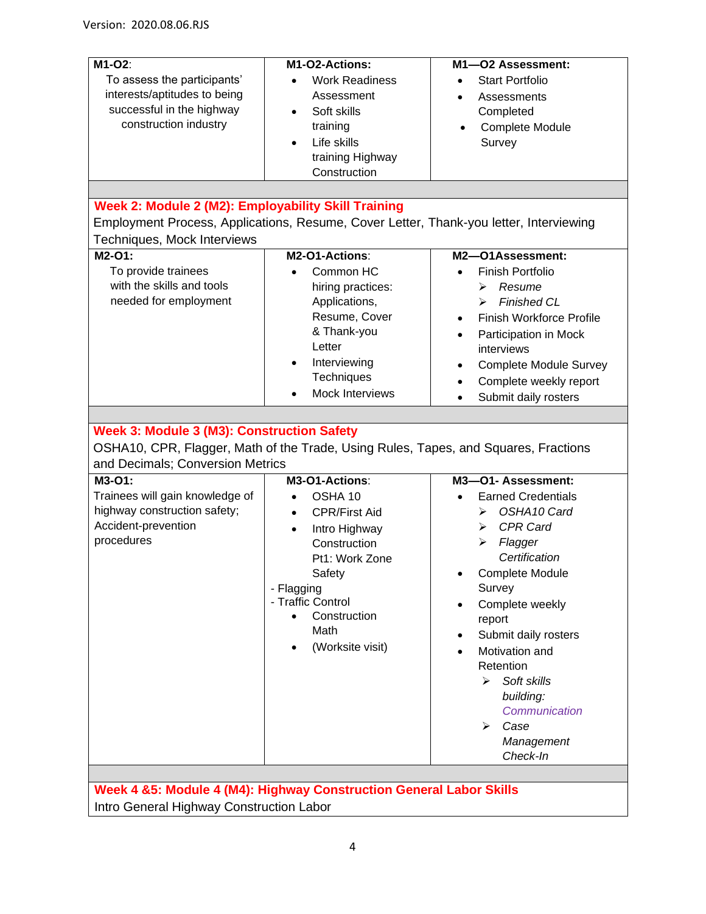Version: 2020.08.06.RJS

| **M1-O2**: To assess the participants' interests/aptitudes to being successful in the highway construction industry | **M1-O2-Actions:**<br>• Work Readiness Assessment<br>• Soft skills training<br>• Life skills training Highway Construction | **M1—O2 Assessment:**<br>• Start Portfolio<br>• Assessments Completed<br>• Complete Module Survey |
|---|---|---|

**Week 2: Module 2 (M2): Employability Skill Training**

Employment Process, Applications, Resume, Cover Letter, Thank-you letter, Interviewing Techniques, Mock Interviews

| **M2-O1:** To provide trainees with the skills and tools needed for employment | **M2-O1-Actions**:<br>• Common HC hiring practices: Applications, Resume, Cover & Thank-you Letter<br>• Interviewing Techniques<br>• Mock Interviews | **M2—O1Assessment:**<br>• Finish Portfolio<br>  ➢ *Resume*<br>  ➢ *Finished CL*<br>• Finish Workforce Profile<br>• Participation in Mock interviews<br>• Complete Module Survey<br>• Complete weekly report<br>• Submit daily rosters |
|---|---|---|

**Week 3: Module 3 (M3): Construction Safety**

OSHA10, CPR, Flagger, Math of the Trade, Using Rules, Tapes, and Squares, Fractions and Decimals; Conversion Metrics

| **M3-O1:** Trainees will gain knowledge of highway construction safety; Accident-prevention procedures | **M3-O1-Actions**:<br>• OSHA 10<br>• CPR/First Aid<br>• Intro Highway Construction Pt1: Work Zone Safety<br>- Flagging<br>- Traffic Control<br>• Construction Math<br>• (Worksite visit) | **M3—O1- Assessment:**<br>• Earned Credentials<br>  ➢ *OSHA10 Card*<br>  ➢ *CPR Card*<br>  ➢ *Flagger Certification*<br>• Complete Module Survey<br>• Complete weekly report<br>• Submit daily rosters<br>• Motivation and Retention<br>  ➢ *Soft skills building: Communication*<br>  ➢ *Case Management Check-In* |
|---|---|---|

**Week 4 &5: Module 4 (M4): Highway Construction General Labor Skills**

Intro General Highway Construction Labor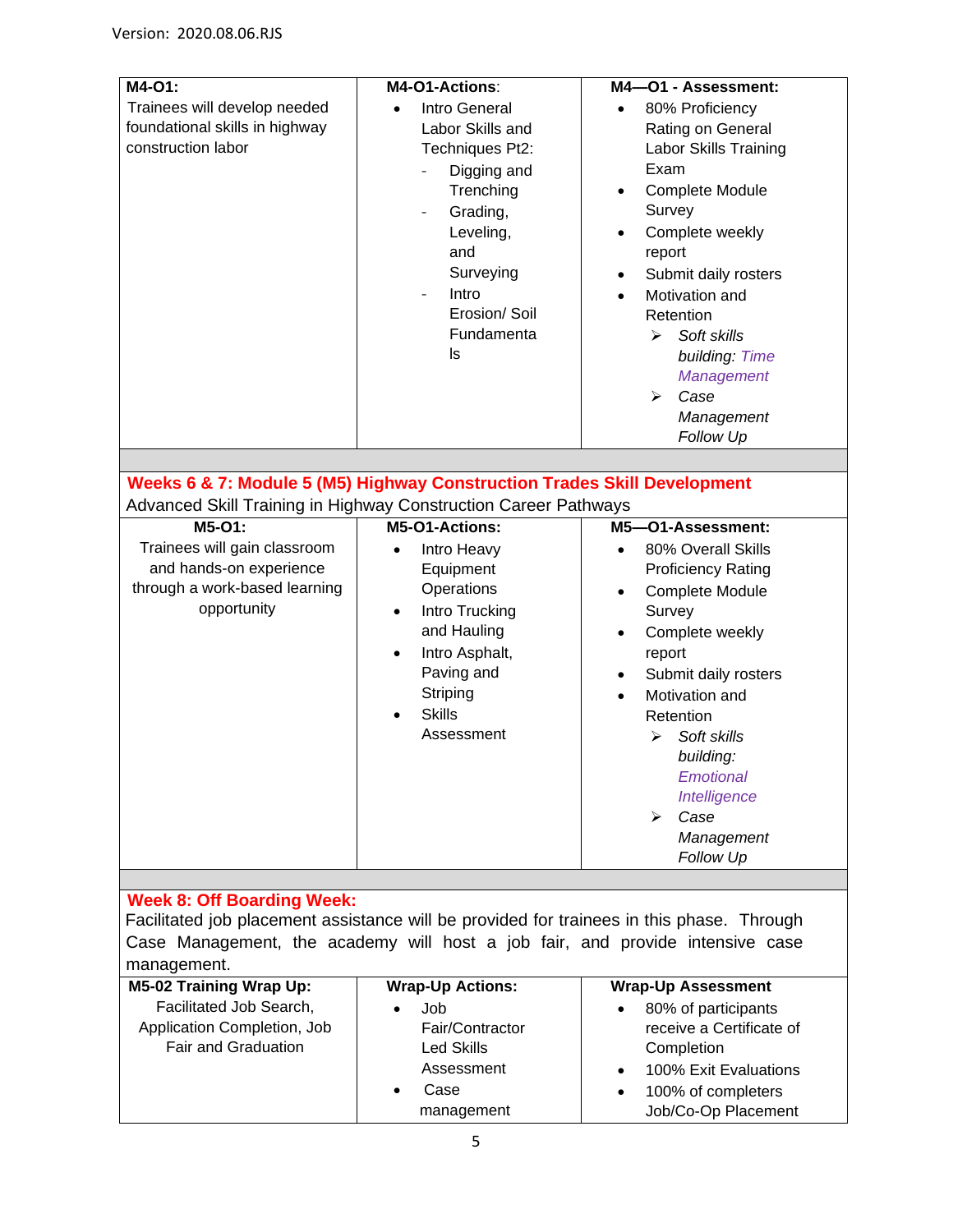| **M4-O1:** | **M4-O1-Actions**: | **M4—O1 - Assessment:** |
|---|---|---|
| Trainees will develop needed foundational skills in highway construction labor | • Intro General Labor Skills and Techniques Pt2:<br>- Digging and Trenching<br>- Grading, Leveling, and Surveying<br>- Intro Erosion/ Soil Fundamentals | • 80% Proficiency Rating on General Labor Skills Training Exam<br>• Complete Module Survey<br>• Complete weekly report<br>• Submit daily rosters<br>• Motivation and Retention<br>➢ *Soft skills building: Time Management*<br>➢ *Case Management Follow Up* |

**Weeks 6 & 7: Module 5 (M5) Highway Construction Trades Skill Development**

Advanced Skill Training in Highway Construction Career Pathways

| **M5-O1:** | **M5-O1-Actions:** | **M5—O1-Assessment:** |
|---|---|---|
| Trainees will gain classroom and hands-on experience through a work-based learning opportunity | • Intro Heavy Equipment Operations<br>• Intro Trucking and Hauling<br>• Intro Asphalt, Paving and Striping<br>• Skills Assessment | • 80% Overall Skills Proficiency Rating<br>• Complete Module Survey<br>• Complete weekly report<br>• Submit daily rosters<br>• Motivation and Retention<br>➢ *Soft skills building: Emotional Intelligence*<br>➢ *Case Management Follow Up* |

**Week 8: Off Boarding Week:**

Facilitated job placement assistance will be provided for trainees in this phase. Through Case Management, the academy will host a job fair, and provide intensive case management.

| **M5-02 Training Wrap Up:** | **Wrap-Up Actions:** | **Wrap-Up Assessment** |
|---|---|---|
| Facilitated Job Search, Application Completion, Job Fair and Graduation | • Job Fair/Contractor Led Skills Assessment<br>• Case management | • 80% of participants receive a Certificate of Completion<br>• 100% Exit Evaluations<br>• 100% of completers Job/Co-Op Placement |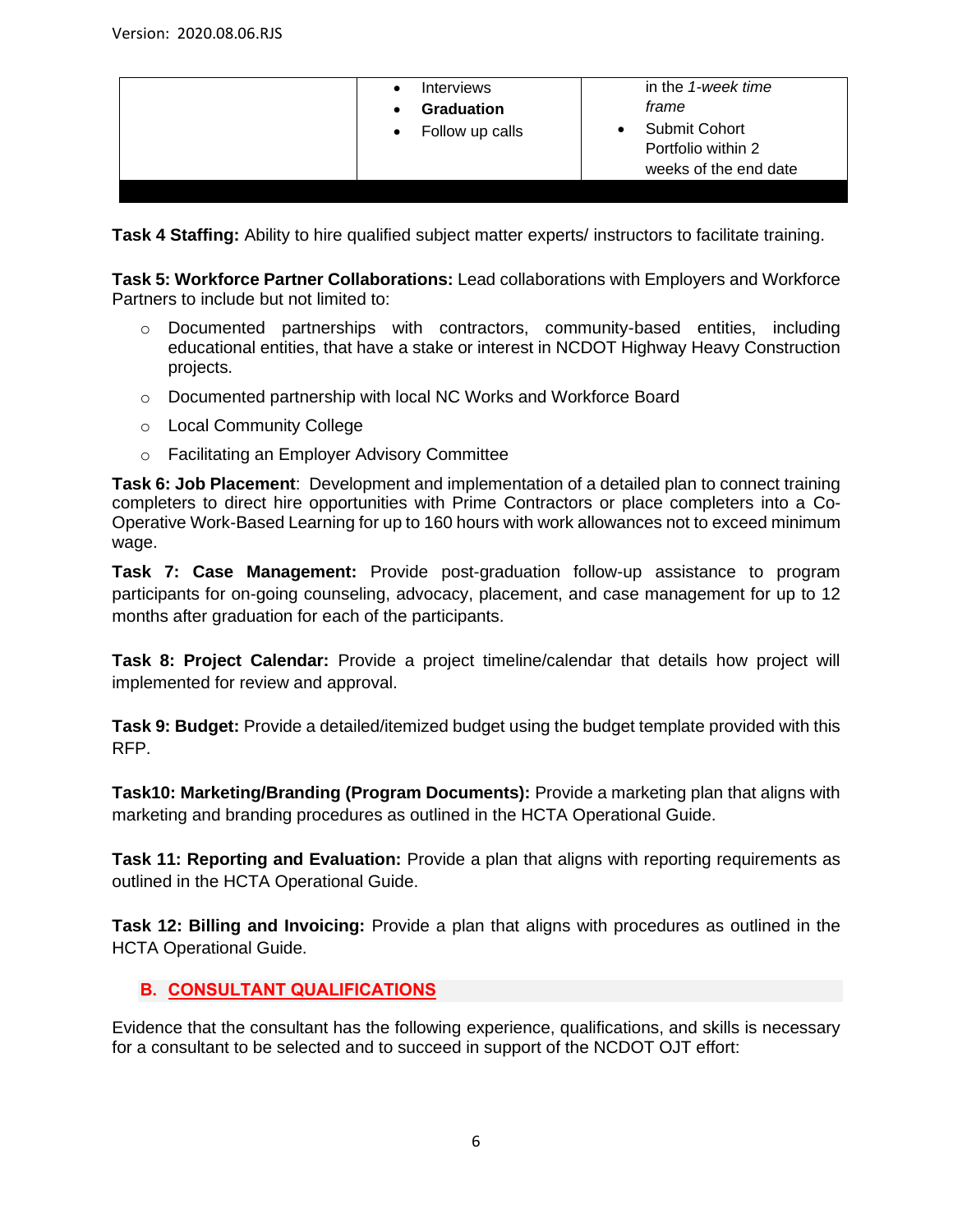| | • Interviews<br>• **Graduation**<br>• Follow up calls | in the *1-week time frame*<br>• Submit Cohort Portfolio within 2 weeks of the end date |
|---|---|---|

**Task 4 Staffing:** Ability to hire qualified subject matter experts/ instructors to facilitate training.

**Task 5: Workforce Partner Collaborations:** Lead collaborations with Employers and Workforce Partners to include but not limited to:

- Documented partnerships with contractors, community-based entities, including educational entities, that have a stake or interest in NCDOT Highway Heavy Construction projects.
- Documented partnership with local NC Works and Workforce Board
- Local Community College
- Facilitating an Employer Advisory Committee

**Task 6: Job Placement**: Development and implementation of a detailed plan to connect training completers to direct hire opportunities with Prime Contractors or place completers into a Co-Operative Work-Based Learning for up to 160 hours with work allowances not to exceed minimum wage.

**Task 7: Case Management:** Provide post-graduation follow-up assistance to program participants for on-going counseling, advocacy, placement, and case management for up to 12 months after graduation for each of the participants.

**Task 8: Project Calendar:** Provide a project timeline/calendar that details how project will implemented for review and approval.

**Task 9: Budget:** Provide a detailed/itemized budget using the budget template provided with this RFP.

**Task10: Marketing/Branding (Program Documents):** Provide a marketing plan that aligns with marketing and branding procedures as outlined in the HCTA Operational Guide.

**Task 11: Reporting and Evaluation:** Provide a plan that aligns with reporting requirements as outlined in the HCTA Operational Guide.

**Task 12: Billing and Invoicing:** Provide a plan that aligns with procedures as outlined in the HCTA Operational Guide.

## B. CONSULTANT QUALIFICATIONS

Evidence that the consultant has the following experience, qualifications, and skills is necessary for a consultant to be selected and to succeed in support of the NCDOT OJT effort: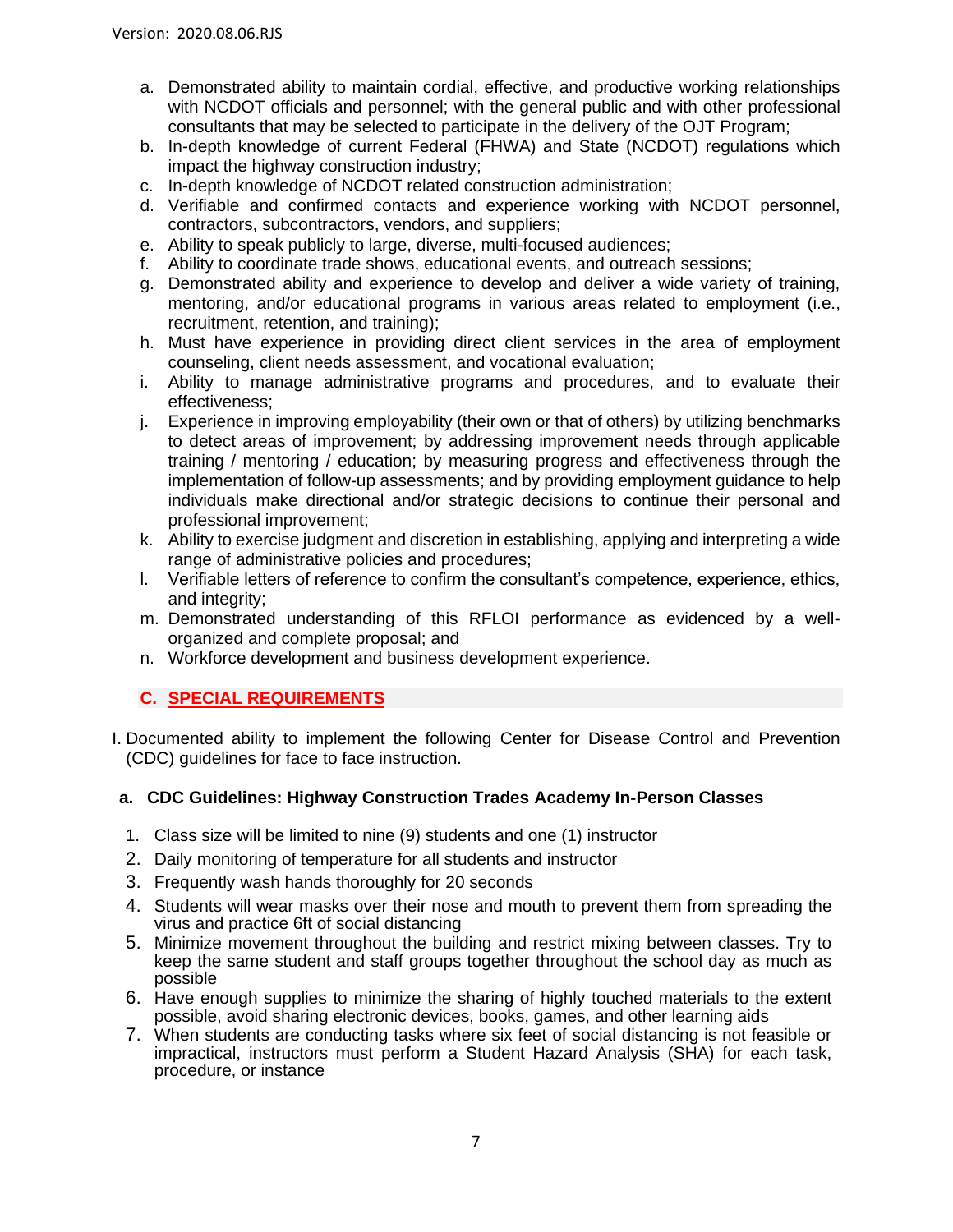a. Demonstrated ability to maintain cordial, effective, and productive working relationships with NCDOT officials and personnel; with the general public and with other professional consultants that may be selected to participate in the delivery of the OJT Program;
b. In-depth knowledge of current Federal (FHWA) and State (NCDOT) regulations which impact the highway construction industry;
c. In-depth knowledge of NCDOT related construction administration;
d. Verifiable and confirmed contacts and experience working with NCDOT personnel, contractors, subcontractors, vendors, and suppliers;
e. Ability to speak publicly to large, diverse, multi-focused audiences;
f. Ability to coordinate trade shows, educational events, and outreach sessions;
g. Demonstrated ability and experience to develop and deliver a wide variety of training, mentoring, and/or educational programs in various areas related to employment (i.e., recruitment, retention, and training);
h. Must have experience in providing direct client services in the area of employment counseling, client needs assessment, and vocational evaluation;
i. Ability to manage administrative programs and procedures, and to evaluate their effectiveness;
j. Experience in improving employability (their own or that of others) by utilizing benchmarks to detect areas of improvement; by addressing improvement needs through applicable training / mentoring / education; by measuring progress and effectiveness through the implementation of follow-up assessments; and by providing employment guidance to help individuals make directional and/or strategic decisions to continue their personal and professional improvement;
k. Ability to exercise judgment and discretion in establishing, applying and interpreting a wide range of administrative policies and procedures;
l. Verifiable letters of reference to confirm the consultant's competence, experience, ethics, and integrity;
m. Demonstrated understanding of this RFLOI performance as evidenced by a well-organized and complete proposal; and
n. Workforce development and business development experience.

## C. SPECIAL REQUIREMENTS

I. Documented ability to implement the following Center for Disease Control and Prevention (CDC) guidelines for face to face instruction.

### a. CDC Guidelines: Highway Construction Trades Academy In-Person Classes

1. Class size will be limited to nine (9) students and one (1) instructor
2. Daily monitoring of temperature for all students and instructor
3. Frequently wash hands thoroughly for 20 seconds
4. Students will wear masks over their nose and mouth to prevent them from spreading the virus and practice 6ft of social distancing
5. Minimize movement throughout the building and restrict mixing between classes. Try to keep the same student and staff groups together throughout the school day as much as possible
6. Have enough supplies to minimize the sharing of highly touched materials to the extent possible, avoid sharing electronic devices, books, games, and other learning aids
7. When students are conducting tasks where six feet of social distancing is not feasible or impractical, instructors must perform a Student Hazard Analysis (SHA) for each task, procedure, or instance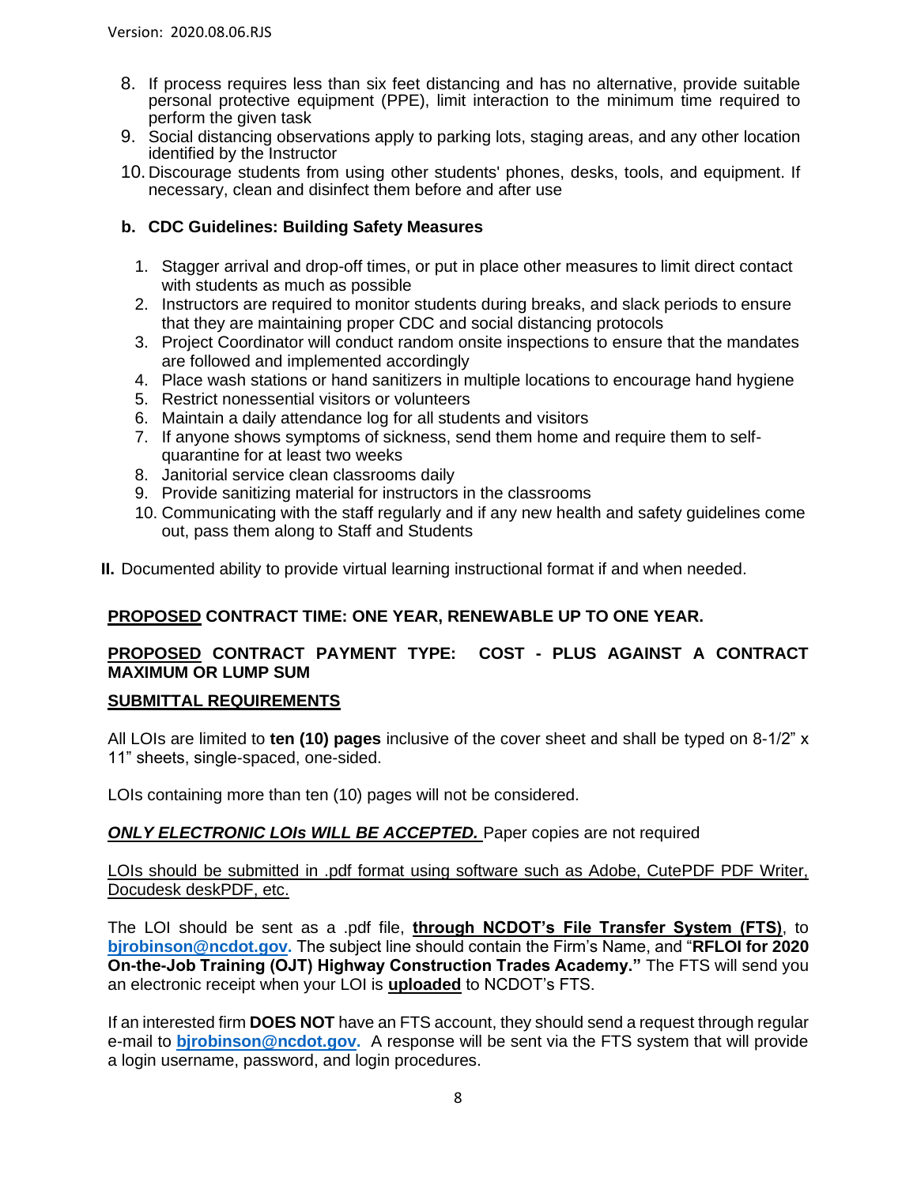8. If process requires less than six feet distancing and has no alternative, provide suitable personal protective equipment (PPE), limit interaction to the minimum time required to perform the given task
9. Social distancing observations apply to parking lots, staging areas, and any other location identified by the Instructor
10. Discourage students from using other students' phones, desks, tools, and equipment. If necessary, clean and disinfect them before and after use

**b. CDC Guidelines: Building Safety Measures**

1. Stagger arrival and drop-off times, or put in place other measures to limit direct contact with students as much as possible
2. Instructors are required to monitor students during breaks, and slack periods to ensure that they are maintaining proper CDC and social distancing protocols
3. Project Coordinator will conduct random onsite inspections to ensure that the mandates are followed and implemented accordingly
4. Place wash stations or hand sanitizers in multiple locations to encourage hand hygiene
5. Restrict nonessential visitors or volunteers
6. Maintain a daily attendance log for all students and visitors
7. If anyone shows symptoms of sickness, send them home and require them to self-quarantine for at least two weeks
8. Janitorial service clean classrooms daily
9. Provide sanitizing material for instructors in the classrooms
10. Communicating with the staff regularly and if any new health and safety guidelines come out, pass them along to Staff and Students

**II.** Documented ability to provide virtual learning instructional format if and when needed.

**PROPOSED CONTRACT TIME: ONE YEAR, RENEWABLE UP TO ONE YEAR.**

**PROPOSED CONTRACT PAYMENT TYPE: COST - PLUS AGAINST A CONTRACT MAXIMUM OR LUMP SUM**

**SUBMITTAL REQUIREMENTS**

All LOIs are limited to **ten (10) pages** inclusive of the cover sheet and shall be typed on 8-1/2" x 11" sheets, single-spaced, one-sided.

LOIs containing more than ten (10) pages will not be considered.

***ONLY ELECTRONIC LOIs WILL BE ACCEPTED.*** Paper copies are not required

LOIs should be submitted in .pdf format using software such as Adobe, CutePDF PDF Writer, Docudesk deskPDF, etc.

The LOI should be sent as a .pdf file, **through NCDOT's File Transfer System (FTS)**, to **bjrobinson@ncdot.gov.** The subject line should contain the Firm's Name, and "**RFLOI for 2020 On-the-Job Training (OJT) Highway Construction Trades Academy.**" The FTS will send you an electronic receipt when your LOI is **uploaded** to NCDOT's FTS.

If an interested firm **DOES NOT** have an FTS account, they should send a request through regular e-mail to **bjrobinson@ncdot.gov.** A response will be sent via the FTS system that will provide a login username, password, and login procedures.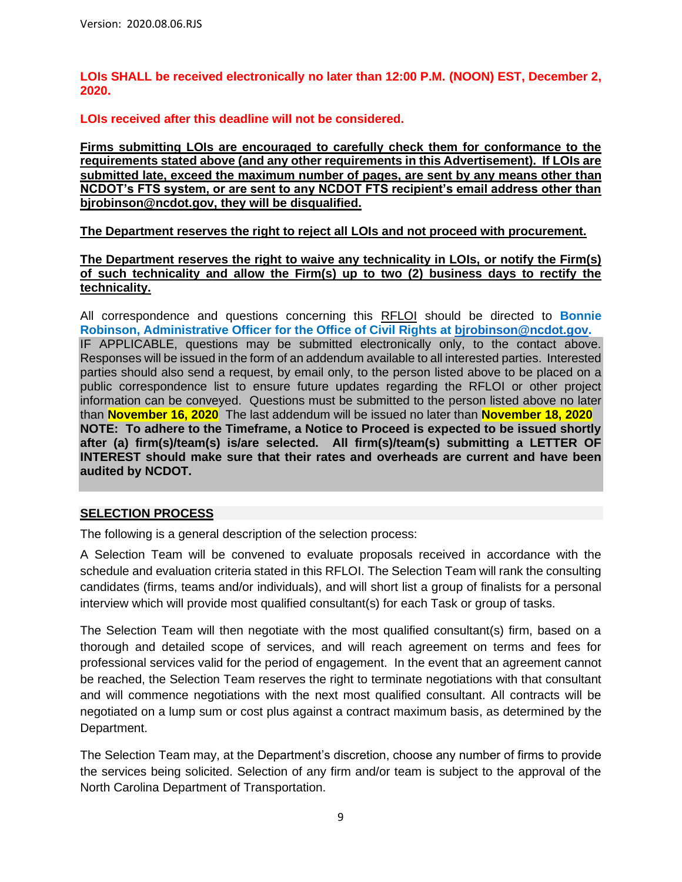**LOIs SHALL be received electronically no later than 12:00 P.M. (NOON) EST, December 2, 2020.**

**LOIs received after this deadline will not be considered.**

**Firms submitting LOIs are encouraged to carefully check them for conformance to the requirements stated above (and any other requirements in this Advertisement). If LOIs are submitted late, exceed the maximum number of pages, are sent by any means other than NCDOT's FTS system, or are sent to any NCDOT FTS recipient's email address other than bjrobinson@ncdot.gov, they will be disqualified.**

**The Department reserves the right to reject all LOIs and not proceed with procurement.**

**The Department reserves the right to waive any technicality in LOIs, or notify the Firm(s) of such technicality and allow the Firm(s) up to two (2) business days to rectify the technicality.**

All correspondence and questions concerning this RFLOI should be directed to **Bonnie Robinson, Administrative Officer for the Office of Civil Rights at bjrobinson@ncdot.gov.**

IF APPLICABLE, questions may be submitted electronically only, to the contact above. Responses will be issued in the form of an addendum available to all interested parties. Interested parties should also send a request, by email only, to the person listed above to be placed on a public correspondence list to ensure future updates regarding the RFLOI or other project information can be conveyed. Questions must be submitted to the person listed above no later than **November 16, 2020** The last addendum will be issued no later than **November 18, 2020**

**NOTE: To adhere to the Timeframe, a Notice to Proceed is expected to be issued shortly after (a) firm(s)/team(s) is/are selected. All firm(s)/team(s) submitting a LETTER OF INTEREST should make sure that their rates and overheads are current and have been audited by NCDOT.**

## SELECTION PROCESS

The following is a general description of the selection process:

A Selection Team will be convened to evaluate proposals received in accordance with the schedule and evaluation criteria stated in this RFLOI. The Selection Team will rank the consulting candidates (firms, teams and/or individuals), and will short list a group of finalists for a personal interview which will provide most qualified consultant(s) for each Task or group of tasks.

The Selection Team will then negotiate with the most qualified consultant(s) firm, based on a thorough and detailed scope of services, and will reach agreement on terms and fees for professional services valid for the period of engagement. In the event that an agreement cannot be reached, the Selection Team reserves the right to terminate negotiations with that consultant and will commence negotiations with the next most qualified consultant. All contracts will be negotiated on a lump sum or cost plus against a contract maximum basis, as determined by the Department.

The Selection Team may, at the Department's discretion, choose any number of firms to provide the services being solicited. Selection of any firm and/or team is subject to the approval of the North Carolina Department of Transportation.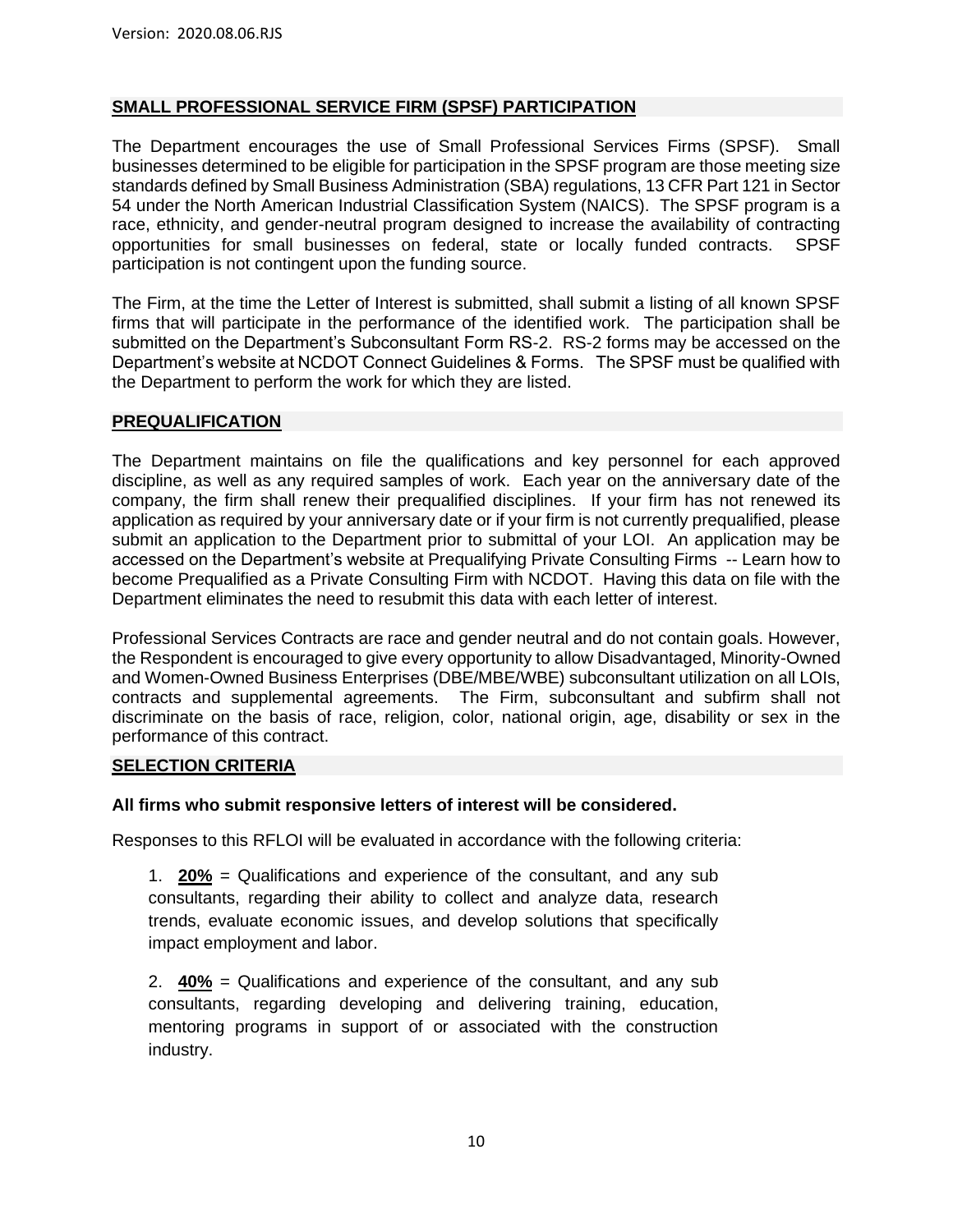## SMALL PROFESSIONAL SERVICE FIRM (SPSF) PARTICIPATION

The Department encourages the use of Small Professional Services Firms (SPSF). Small businesses determined to be eligible for participation in the SPSF program are those meeting size standards defined by Small Business Administration (SBA) regulations, 13 CFR Part 121 in Sector 54 under the North American Industrial Classification System (NAICS). The SPSF program is a race, ethnicity, and gender-neutral program designed to increase the availability of contracting opportunities for small businesses on federal, state or locally funded contracts. SPSF participation is not contingent upon the funding source.

The Firm, at the time the Letter of Interest is submitted, shall submit a listing of all known SPSF firms that will participate in the performance of the identified work. The participation shall be submitted on the Department's Subconsultant Form RS-2. RS-2 forms may be accessed on the Department's website at NCDOT Connect Guidelines & Forms. The SPSF must be qualified with the Department to perform the work for which they are listed.

## PREQUALIFICATION

The Department maintains on file the qualifications and key personnel for each approved discipline, as well as any required samples of work. Each year on the anniversary date of the company, the firm shall renew their prequalified disciplines. If your firm has not renewed its application as required by your anniversary date or if your firm is not currently prequalified, please submit an application to the Department prior to submittal of your LOI. An application may be accessed on the Department's website at Prequalifying Private Consulting Firms -- Learn how to become Prequalified as a Private Consulting Firm with NCDOT. Having this data on file with the Department eliminates the need to resubmit this data with each letter of interest.

Professional Services Contracts are race and gender neutral and do not contain goals. However, the Respondent is encouraged to give every opportunity to allow Disadvantaged, Minority-Owned and Women-Owned Business Enterprises (DBE/MBE/WBE) subconsultant utilization on all LOIs, contracts and supplemental agreements. The Firm, subconsultant and subfirm shall not discriminate on the basis of race, religion, color, national origin, age, disability or sex in the performance of this contract.

## SELECTION CRITERIA

**All firms who submit responsive letters of interest will be considered.**

Responses to this RFLOI will be evaluated in accordance with the following criteria:

1. **20%** = Qualifications and experience of the consultant, and any sub consultants, regarding their ability to collect and analyze data, research trends, evaluate economic issues, and develop solutions that specifically impact employment and labor.

2. **40%** = Qualifications and experience of the consultant, and any sub consultants, regarding developing and delivering training, education, mentoring programs in support of or associated with the construction industry.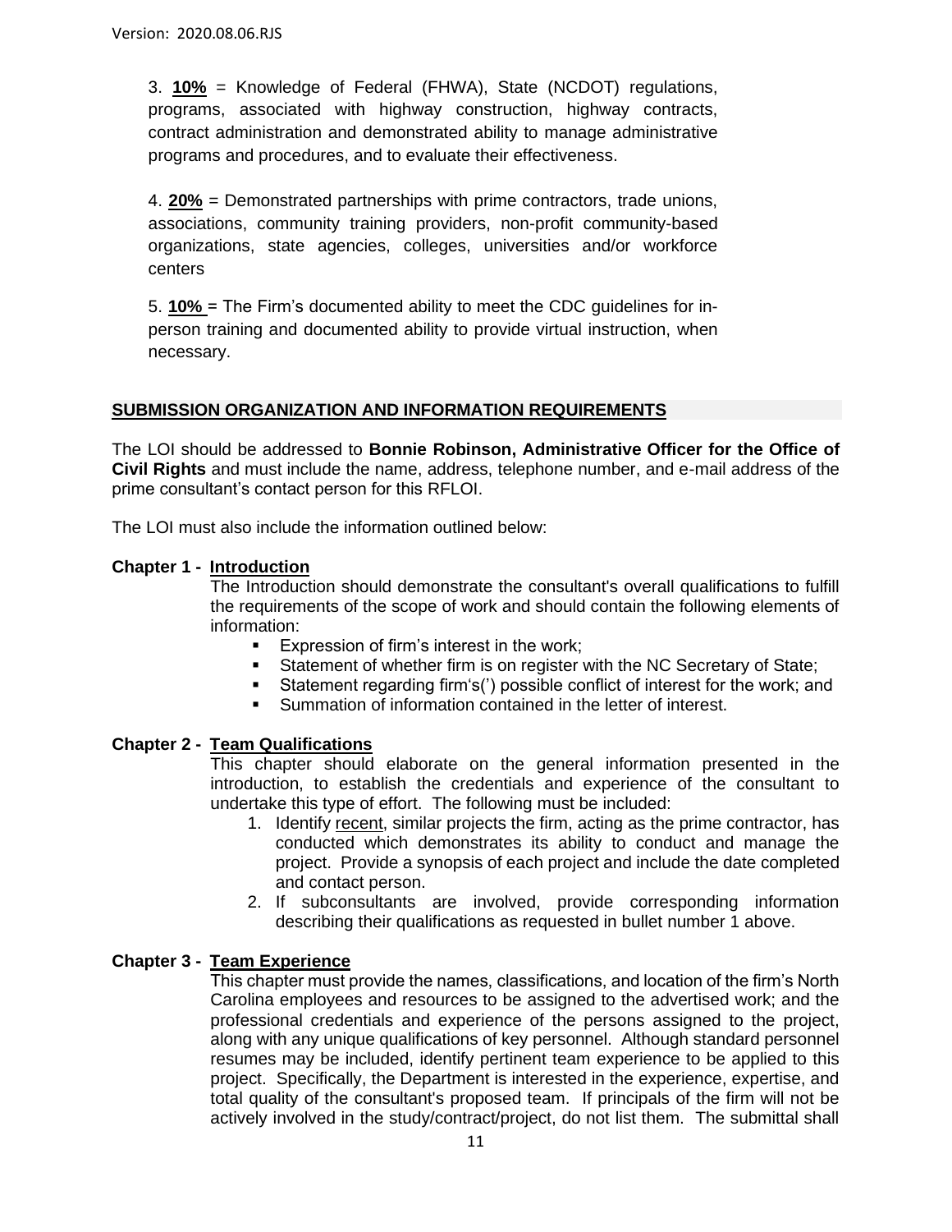3. **10%** = Knowledge of Federal (FHWA), State (NCDOT) regulations, programs, associated with highway construction, highway contracts, contract administration and demonstrated ability to manage administrative programs and procedures, and to evaluate their effectiveness.

4. **20%** = Demonstrated partnerships with prime contractors, trade unions, associations, community training providers, non-profit community-based organizations, state agencies, colleges, universities and/or workforce centers

5. **10%** = The Firm's documented ability to meet the CDC guidelines for in-person training and documented ability to provide virtual instruction, when necessary.

## SUBMISSION ORGANIZATION AND INFORMATION REQUIREMENTS

The LOI should be addressed to **Bonnie Robinson, Administrative Officer for the Office of Civil Rights** and must include the name, address, telephone number, and e-mail address of the prime consultant's contact person for this RFLOI.

The LOI must also include the information outlined below:

### Chapter 1 - Introduction

The Introduction should demonstrate the consultant's overall qualifications to fulfill the requirements of the scope of work and should contain the following elements of information:

- Expression of firm's interest in the work;
- Statement of whether firm is on register with the NC Secretary of State;
- Statement regarding firm's(') possible conflict of interest for the work; and
- Summation of information contained in the letter of interest.

### Chapter 2 - Team Qualifications

This chapter should elaborate on the general information presented in the introduction, to establish the credentials and experience of the consultant to undertake this type of effort. The following must be included:

1. Identify recent, similar projects the firm, acting as the prime contractor, has conducted which demonstrates its ability to conduct and manage the project. Provide a synopsis of each project and include the date completed and contact person.
2. If subconsultants are involved, provide corresponding information describing their qualifications as requested in bullet number 1 above.

### Chapter 3 - Team Experience

This chapter must provide the names, classifications, and location of the firm's North Carolina employees and resources to be assigned to the advertised work; and the professional credentials and experience of the persons assigned to the project, along with any unique qualifications of key personnel. Although standard personnel resumes may be included, identify pertinent team experience to be applied to this project. Specifically, the Department is interested in the experience, expertise, and total quality of the consultant's proposed team. If principals of the firm will not be actively involved in the study/contract/project, do not list them. The submittal shall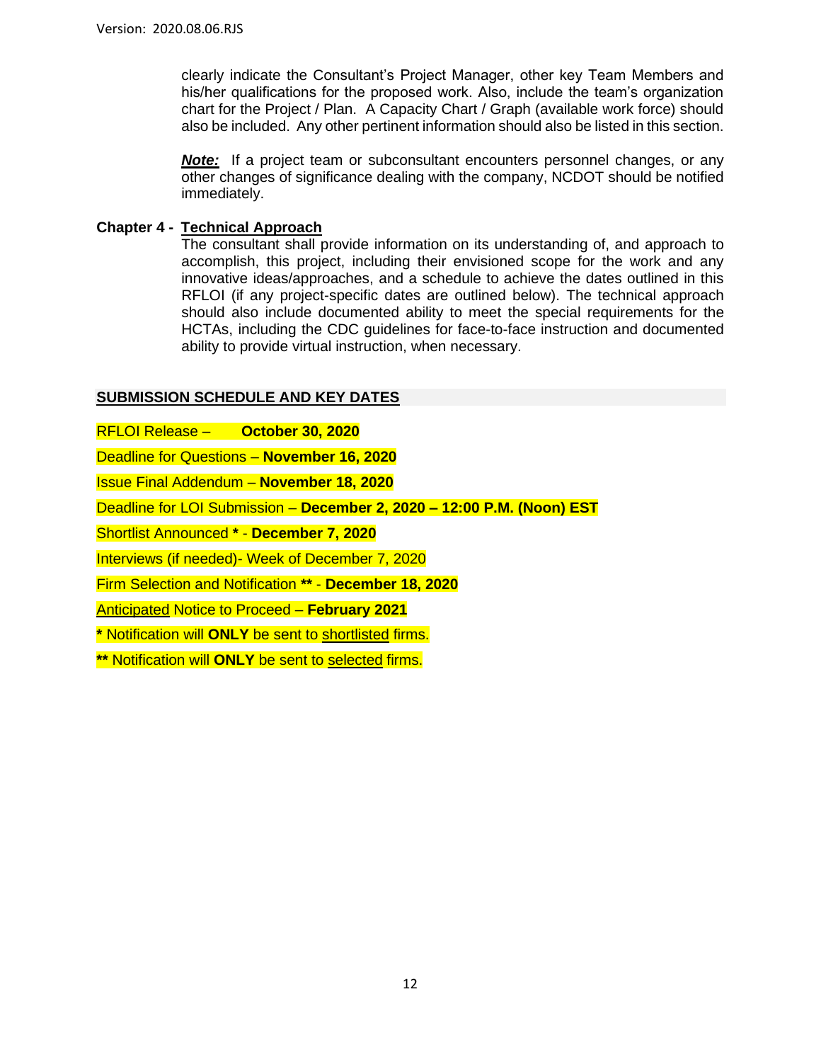clearly indicate the Consultant's Project Manager, other key Team Members and his/her qualifications for the proposed work. Also, include the team's organization chart for the Project / Plan. A Capacity Chart / Graph (available work force) should also be included. Any other pertinent information should also be listed in this section.

***Note:*** If a project team or subconsultant encounters personnel changes, or any other changes of significance dealing with the company, NCDOT should be notified immediately.

**Chapter 4 - Technical Approach**

The consultant shall provide information on its understanding of, and approach to accomplish, this project, including their envisioned scope for the work and any innovative ideas/approaches, and a schedule to achieve the dates outlined in this RFLOI (if any project-specific dates are outlined below). The technical approach should also include documented ability to meet the special requirements for the HCTAs, including the CDC guidelines for face-to-face instruction and documented ability to provide virtual instruction, when necessary.

## SUBMISSION SCHEDULE AND KEY DATES

RFLOI Release – **October 30, 2020**

Deadline for Questions – **November 16, 2020**

Issue Final Addendum – **November 18, 2020**

Deadline for LOI Submission – **December 2, 2020 – 12:00 P.M. (Noon) EST**

Shortlist Announced **\*** - **December 7, 2020**

Interviews (if needed)- Week of December 7, 2020

Firm Selection and Notification **\*\*** - **December 18, 2020**

Anticipated Notice to Proceed – **February 2021**

**\*** Notification will **ONLY** be sent to shortlisted firms.

**\*\*** Notification will **ONLY** be sent to selected firms.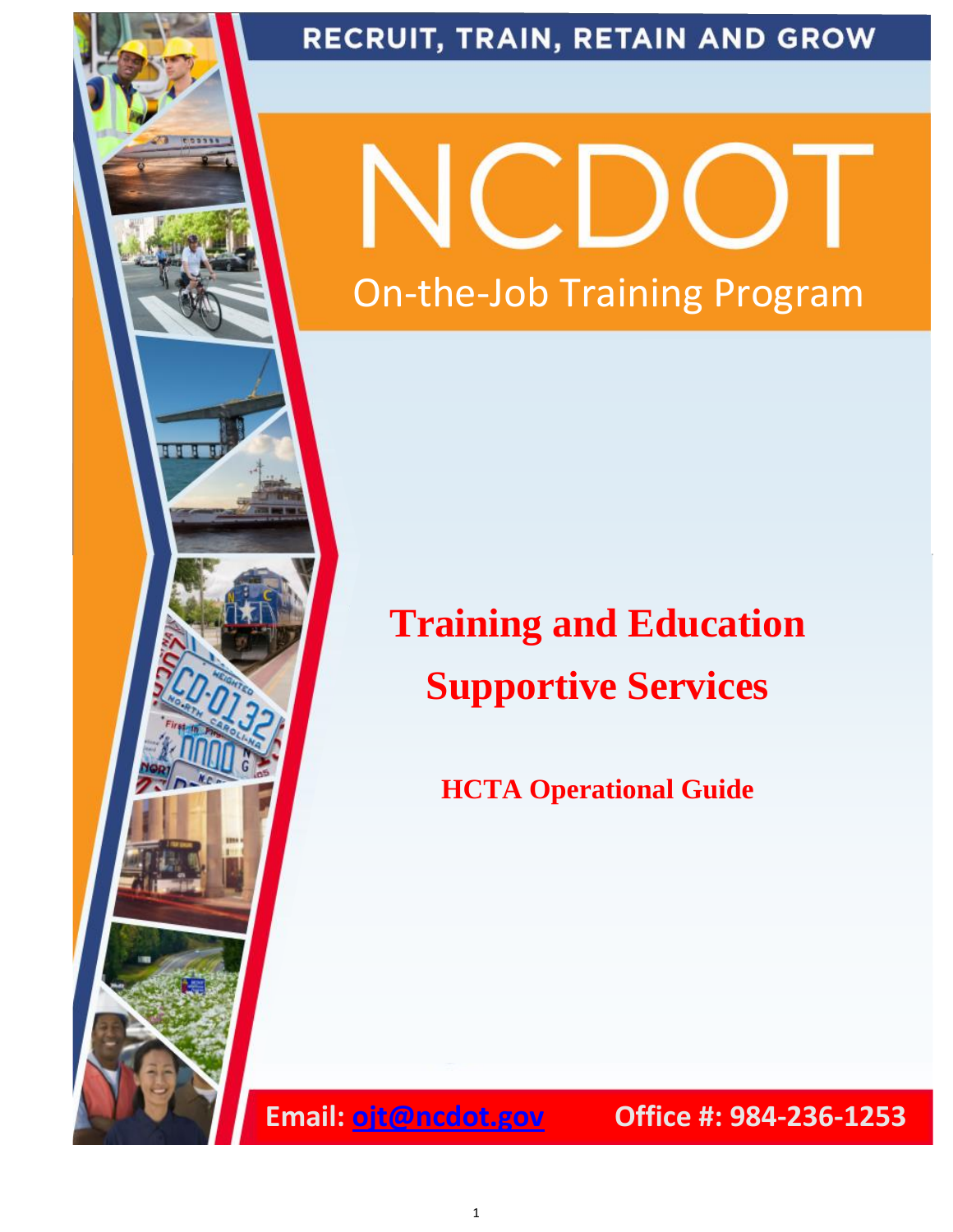RECRUIT, TRAIN, RETAIN AND GROW

# NCDOT

On-the-Job Training Program

## Training and Education Supportive Services

### HCTA Operational Guide

**Email: [ojt@ncdot.gov](mailto:ojt@ncdot.gov)** **Office #: 984-236-1253**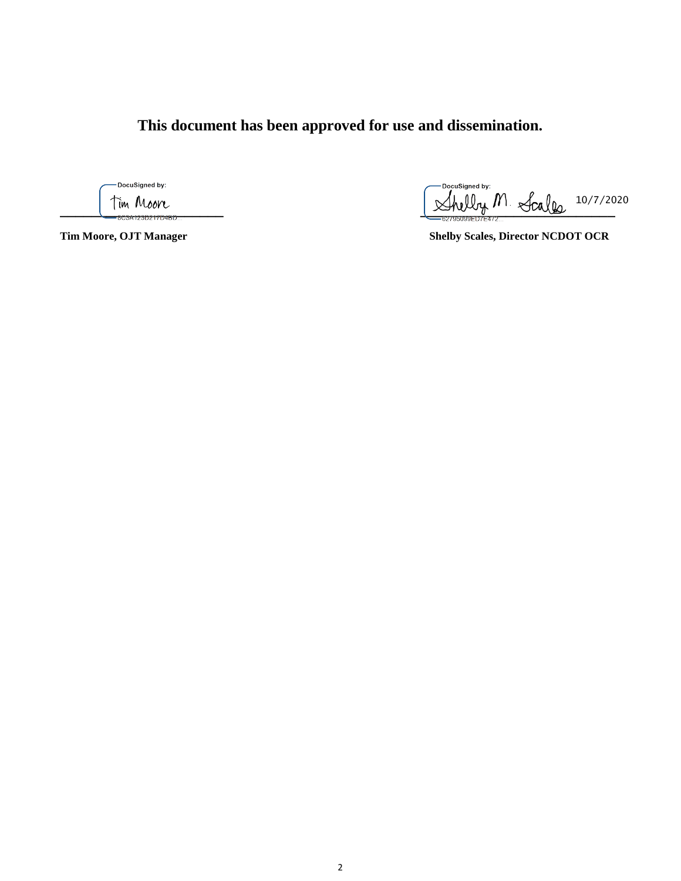**This document has been approved for use and dissemination.**

DocuSigned by:
Tim Moore
8C3A123D217D4BD...

**Tim Moore, OJT Manager**

DocuSigned by:
Shelby M. Scales 10/7/2020
62795099ED7E472...

**Shelby Scales, Director NCDOT OCR**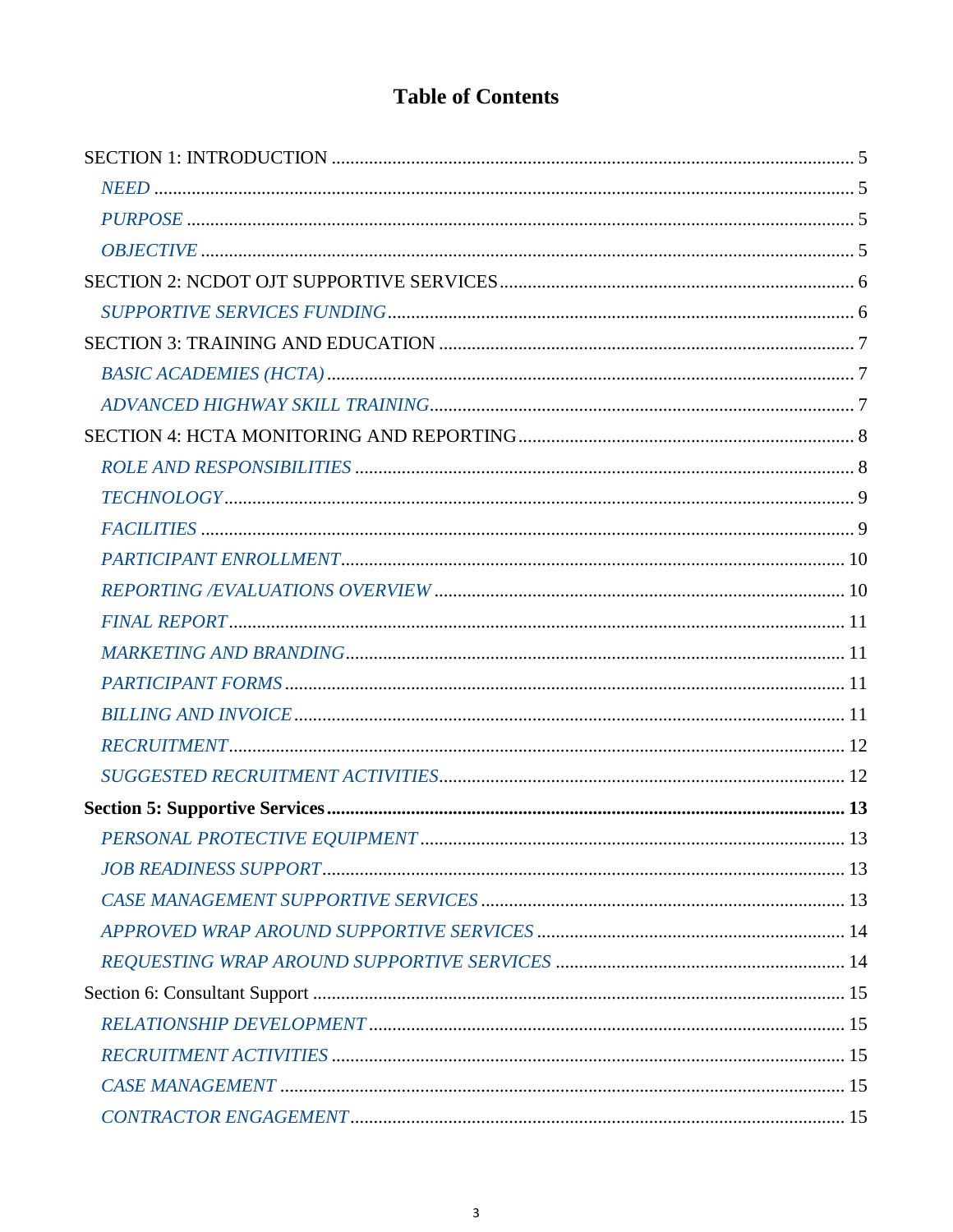# Table of Contents

SECTION 1: INTRODUCTION ............................................................ 5

*NEED* ............................................................ 5

*PURPOSE* ............................................................ 5

*OBJECTIVE* ............................................................ 5

SECTION 2: NCDOT OJT SUPPORTIVE SERVICES ............................................................ 6

*SUPPORTIVE SERVICES FUNDING* ............................................................ 6

SECTION 3: TRAINING AND EDUCATION ............................................................ 7

*BASIC ACADEMIES (HCTA)* ............................................................ 7

*ADVANCED HIGHWAY SKILL TRAINING* ............................................................ 7

SECTION 4: HCTA MONITORING AND REPORTING ............................................................ 8

*ROLE AND RESPONSIBILITIES* ............................................................ 8

*TECHNOLOGY* ............................................................ 9

*FACILITIES* ............................................................ 9

*PARTICIPANT ENROLLMENT* ............................................................ 10

*REPORTING /EVALUATIONS OVERVIEW* ............................................................ 10

*FINAL REPORT* ............................................................ 11

*MARKETING AND BRANDING* ............................................................ 11

*PARTICIPANT FORMS* ............................................................ 11

*BILLING AND INVOICE* ............................................................ 11

*RECRUITMENT* ............................................................ 12

*SUGGESTED RECRUITMENT ACTIVITIES* ............................................................ 12

**Section 5: Supportive Services ............................................................ 13**

*PERSONAL PROTECTIVE EQUIPMENT* ............................................................ 13

*JOB READINESS SUPPORT* ............................................................ 13

*CASE MANAGEMENT SUPPORTIVE SERVICES* ............................................................ 13

*APPROVED WRAP AROUND SUPPORTIVE SERVICES* ............................................................ 14

*REQUESTING WRAP AROUND SUPPORTIVE SERVICES* ............................................................ 14

Section 6: Consultant Support ............................................................ 15

*RELATIONSHIP DEVELOPMENT* ............................................................ 15

*RECRUITMENT ACTIVITIES* ............................................................ 15

*CASE MANAGEMENT* ............................................................ 15

*CONTRACTOR ENGAGEMENT* ............................................................ 15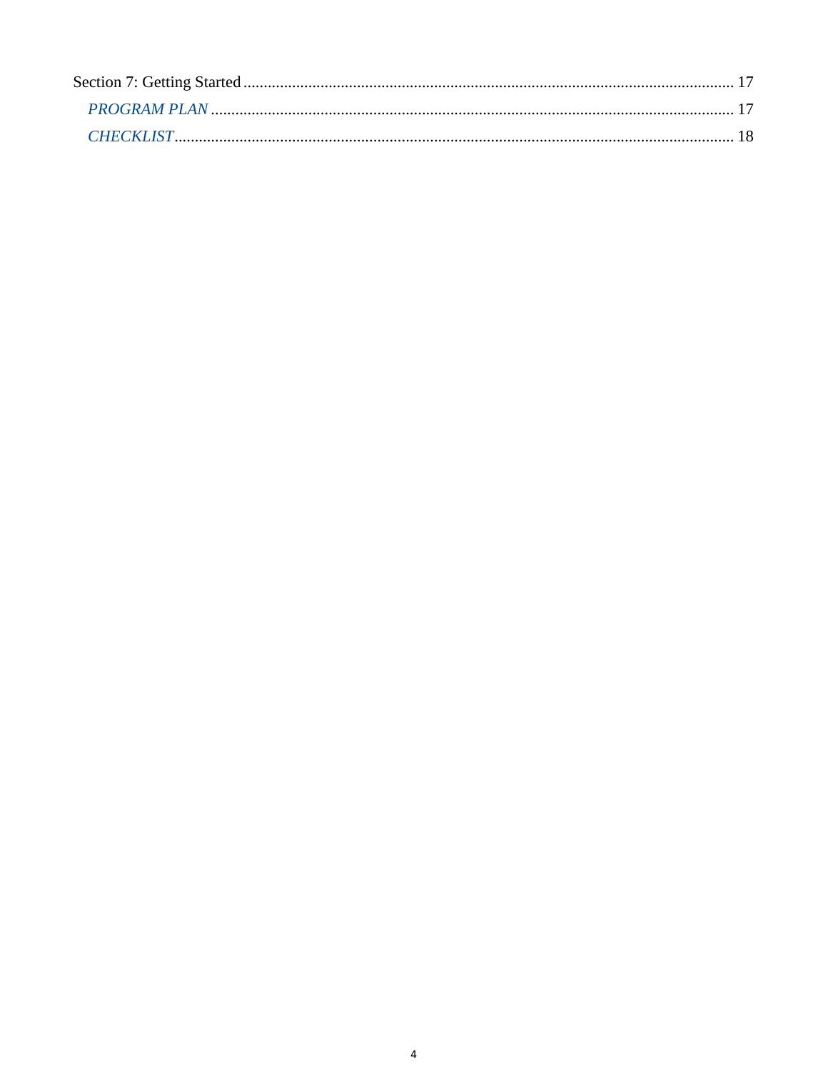Section 7: Getting Started ........................................................................................................................ 17

*PROGRAM PLAN* .............................................................................................................................. 17

*CHECKLIST* ........................................................................................................................................ 18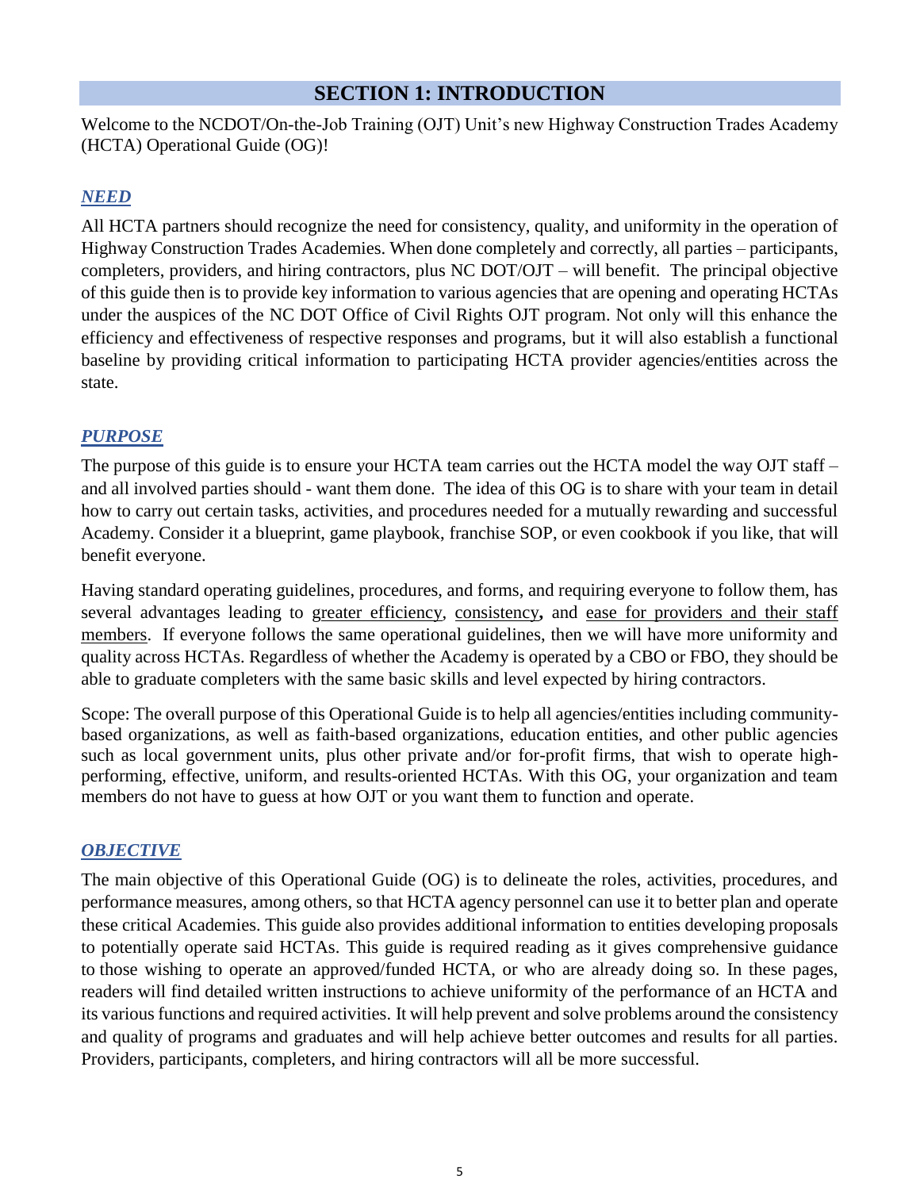# SECTION 1: INTRODUCTION

Welcome to the NCDOT/On-the-Job Training (OJT) Unit's new Highway Construction Trades Academy (HCTA) Operational Guide (OG)!

## *NEED*

All HCTA partners should recognize the need for consistency, quality, and uniformity in the operation of Highway Construction Trades Academies. When done completely and correctly, all parties – participants, completers, providers, and hiring contractors, plus NC DOT/OJT – will benefit. The principal objective of this guide then is to provide key information to various agencies that are opening and operating HCTAs under the auspices of the NC DOT Office of Civil Rights OJT program. Not only will this enhance the efficiency and effectiveness of respective responses and programs, but it will also establish a functional baseline by providing critical information to participating HCTA provider agencies/entities across the state.

## *PURPOSE*

The purpose of this guide is to ensure your HCTA team carries out the HCTA model the way OJT staff – and all involved parties should - want them done. The idea of this OG is to share with your team in detail how to carry out certain tasks, activities, and procedures needed for a mutually rewarding and successful Academy. Consider it a blueprint, game playbook, franchise SOP, or even cookbook if you like, that will benefit everyone.

Having standard operating guidelines, procedures, and forms, and requiring everyone to follow them, has several advantages leading to greater efficiency, consistency**,** and ease for providers and their staff members. If everyone follows the same operational guidelines, then we will have more uniformity and quality across HCTAs. Regardless of whether the Academy is operated by a CBO or FBO, they should be able to graduate completers with the same basic skills and level expected by hiring contractors.

Scope: The overall purpose of this Operational Guide is to help all agencies/entities including community-based organizations, as well as faith-based organizations, education entities, and other public agencies such as local government units, plus other private and/or for-profit firms, that wish to operate high-performing, effective, uniform, and results-oriented HCTAs. With this OG, your organization and team members do not have to guess at how OJT or you want them to function and operate.

## *OBJECTIVE*

The main objective of this Operational Guide (OG) is to delineate the roles, activities, procedures, and performance measures, among others, so that HCTA agency personnel can use it to better plan and operate these critical Academies. This guide also provides additional information to entities developing proposals to potentially operate said HCTAs. This guide is required reading as it gives comprehensive guidance to those wishing to operate an approved/funded HCTA, or who are already doing so. In these pages, readers will find detailed written instructions to achieve uniformity of the performance of an HCTA and its various functions and required activities. It will help prevent and solve problems around the consistency and quality of programs and graduates and will help achieve better outcomes and results for all parties. Providers, participants, completers, and hiring contractors will all be more successful.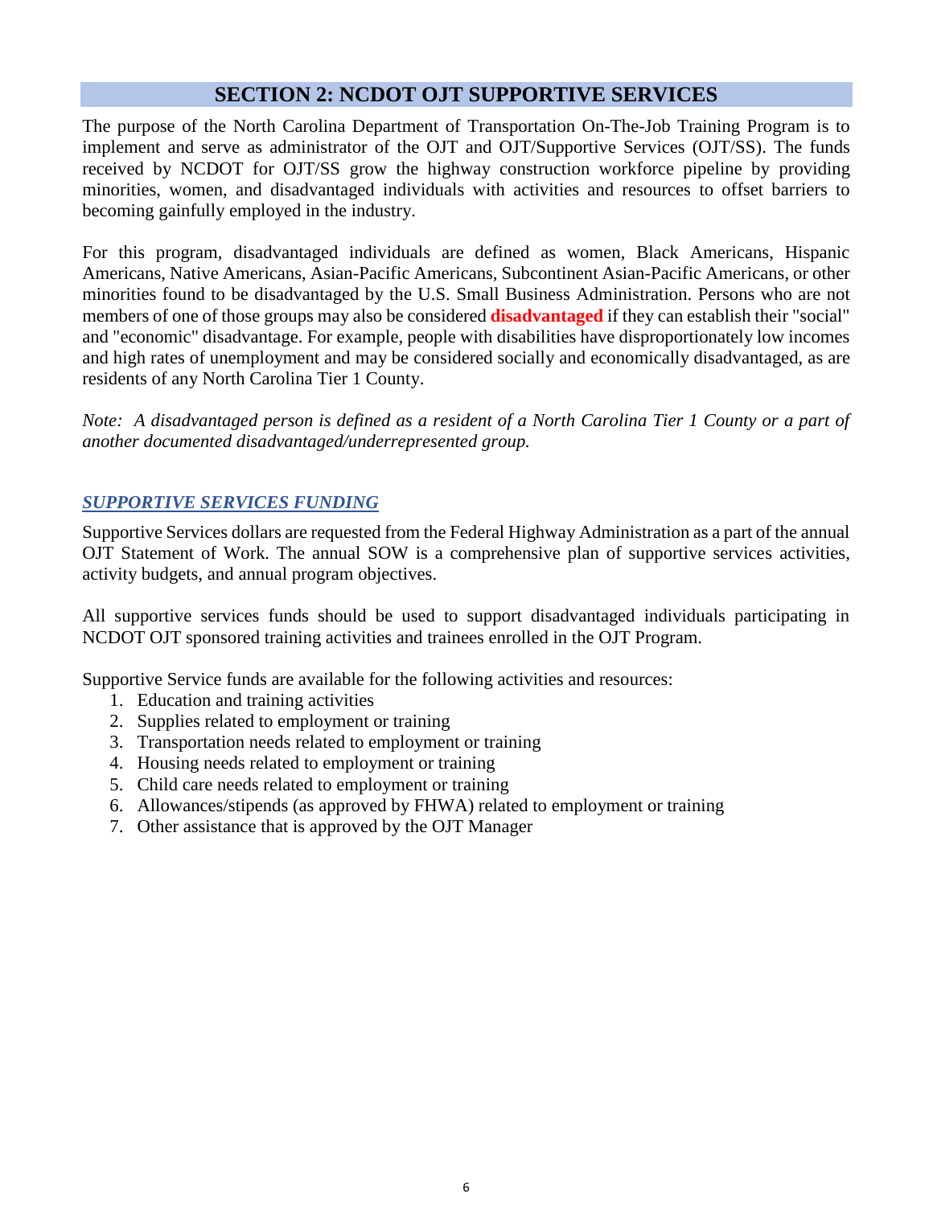## SECTION 2: NCDOT OJT SUPPORTIVE SERVICES

The purpose of the North Carolina Department of Transportation On-The-Job Training Program is to implement and serve as administrator of the OJT and OJT/Supportive Services (OJT/SS). The funds received by NCDOT for OJT/SS grow the highway construction workforce pipeline by providing minorities, women, and disadvantaged individuals with activities and resources to offset barriers to becoming gainfully employed in the industry.

For this program, disadvantaged individuals are defined as women, Black Americans, Hispanic Americans, Native Americans, Asian-Pacific Americans, Subcontinent Asian-Pacific Americans, or other minorities found to be disadvantaged by the U.S. Small Business Administration. Persons who are not members of one of those groups may also be considered **disadvantaged** if they can establish their "social" and "economic" disadvantage. For example, people with disabilities have disproportionately low incomes and high rates of unemployment and may be considered socially and economically disadvantaged, as are residents of any North Carolina Tier 1 County.

*Note: A disadvantaged person is defined as a resident of a North Carolina Tier 1 County or a part of another documented disadvantaged/underrepresented group.*

### *SUPPORTIVE SERVICES FUNDING*

Supportive Services dollars are requested from the Federal Highway Administration as a part of the annual OJT Statement of Work. The annual SOW is a comprehensive plan of supportive services activities, activity budgets, and annual program objectives.

All supportive services funds should be used to support disadvantaged individuals participating in NCDOT OJT sponsored training activities and trainees enrolled in the OJT Program.

Supportive Service funds are available for the following activities and resources:

1. Education and training activities
2. Supplies related to employment or training
3. Transportation needs related to employment or training
4. Housing needs related to employment or training
5. Child care needs related to employment or training
6. Allowances/stipends (as approved by FHWA) related to employment or training
7. Other assistance that is approved by the OJT Manager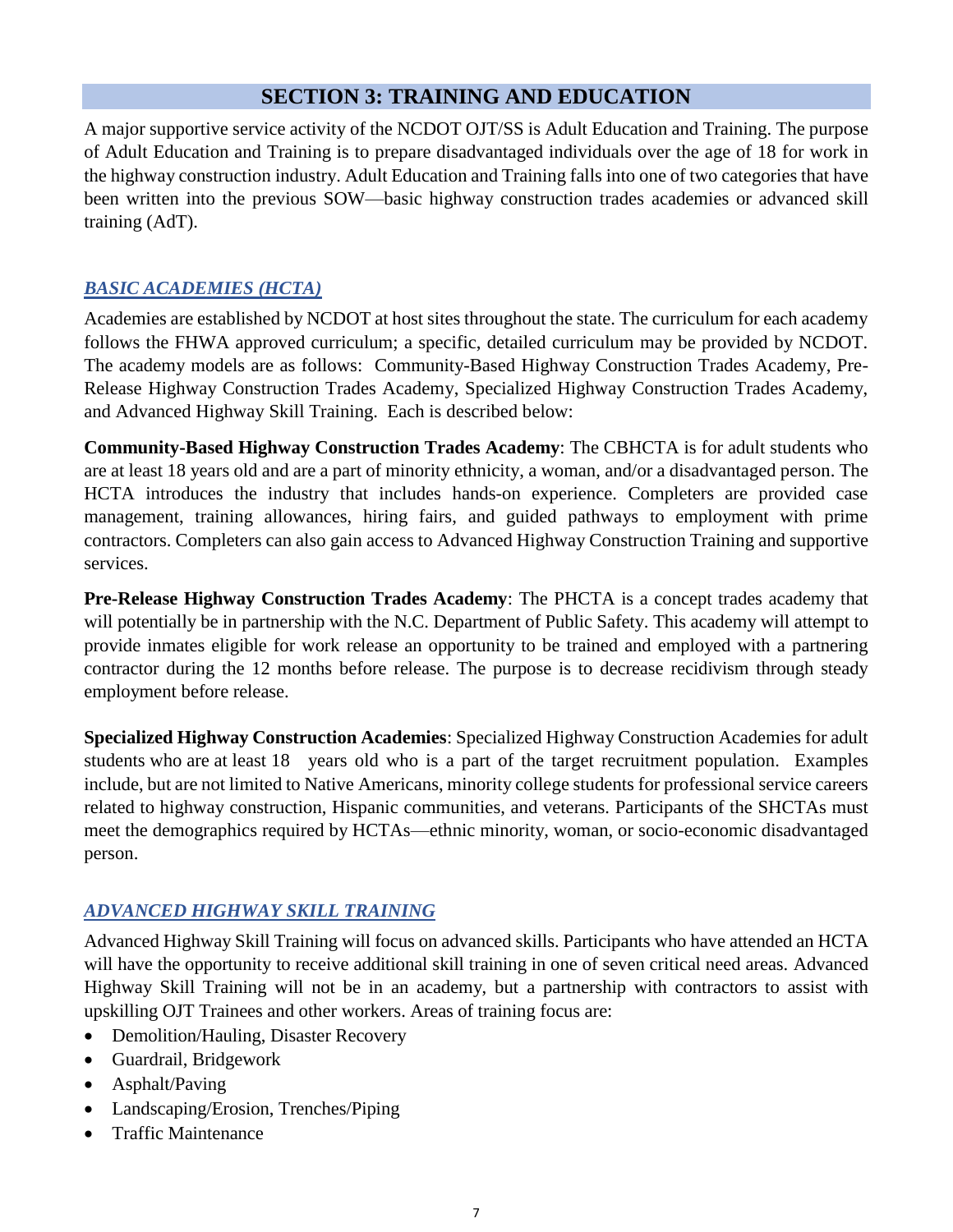## SECTION 3: TRAINING AND EDUCATION

A major supportive service activity of the NCDOT OJT/SS is Adult Education and Training. The purpose of Adult Education and Training is to prepare disadvantaged individuals over the age of 18 for work in the highway construction industry. Adult Education and Training falls into one of two categories that have been written into the previous SOW—basic highway construction trades academies or advanced skill training (AdT).

### *BASIC ACADEMIES (HCTA)*

Academies are established by NCDOT at host sites throughout the state. The curriculum for each academy follows the FHWA approved curriculum; a specific, detailed curriculum may be provided by NCDOT. The academy models are as follows: Community-Based Highway Construction Trades Academy, Pre-Release Highway Construction Trades Academy, Specialized Highway Construction Trades Academy, and Advanced Highway Skill Training. Each is described below:

**Community-Based Highway Construction Trades Academy**: The CBHCTA is for adult students who are at least 18 years old and are a part of minority ethnicity, a woman, and/or a disadvantaged person. The HCTA introduces the industry that includes hands-on experience. Completers are provided case management, training allowances, hiring fairs, and guided pathways to employment with prime contractors. Completers can also gain access to Advanced Highway Construction Training and supportive services.

**Pre-Release Highway Construction Trades Academy**: The PHCTA is a concept trades academy that will potentially be in partnership with the N.C. Department of Public Safety. This academy will attempt to provide inmates eligible for work release an opportunity to be trained and employed with a partnering contractor during the 12 months before release. The purpose is to decrease recidivism through steady employment before release.

**Specialized Highway Construction Academies**: Specialized Highway Construction Academies for adult students who are at least 18 years old who is a part of the target recruitment population. Examples include, but are not limited to Native Americans, minority college students for professional service careers related to highway construction, Hispanic communities, and veterans. Participants of the SHCTAs must meet the demographics required by HCTAs—ethnic minority, woman, or socio-economic disadvantaged person.

### *ADVANCED HIGHWAY SKILL TRAINING*

Advanced Highway Skill Training will focus on advanced skills. Participants who have attended an HCTA will have the opportunity to receive additional skill training in one of seven critical need areas. Advanced Highway Skill Training will not be in an academy, but a partnership with contractors to assist with upskilling OJT Trainees and other workers. Areas of training focus are:

- Demolition/Hauling, Disaster Recovery
- Guardrail, Bridgework
- Asphalt/Paving
- Landscaping/Erosion, Trenches/Piping
- Traffic Maintenance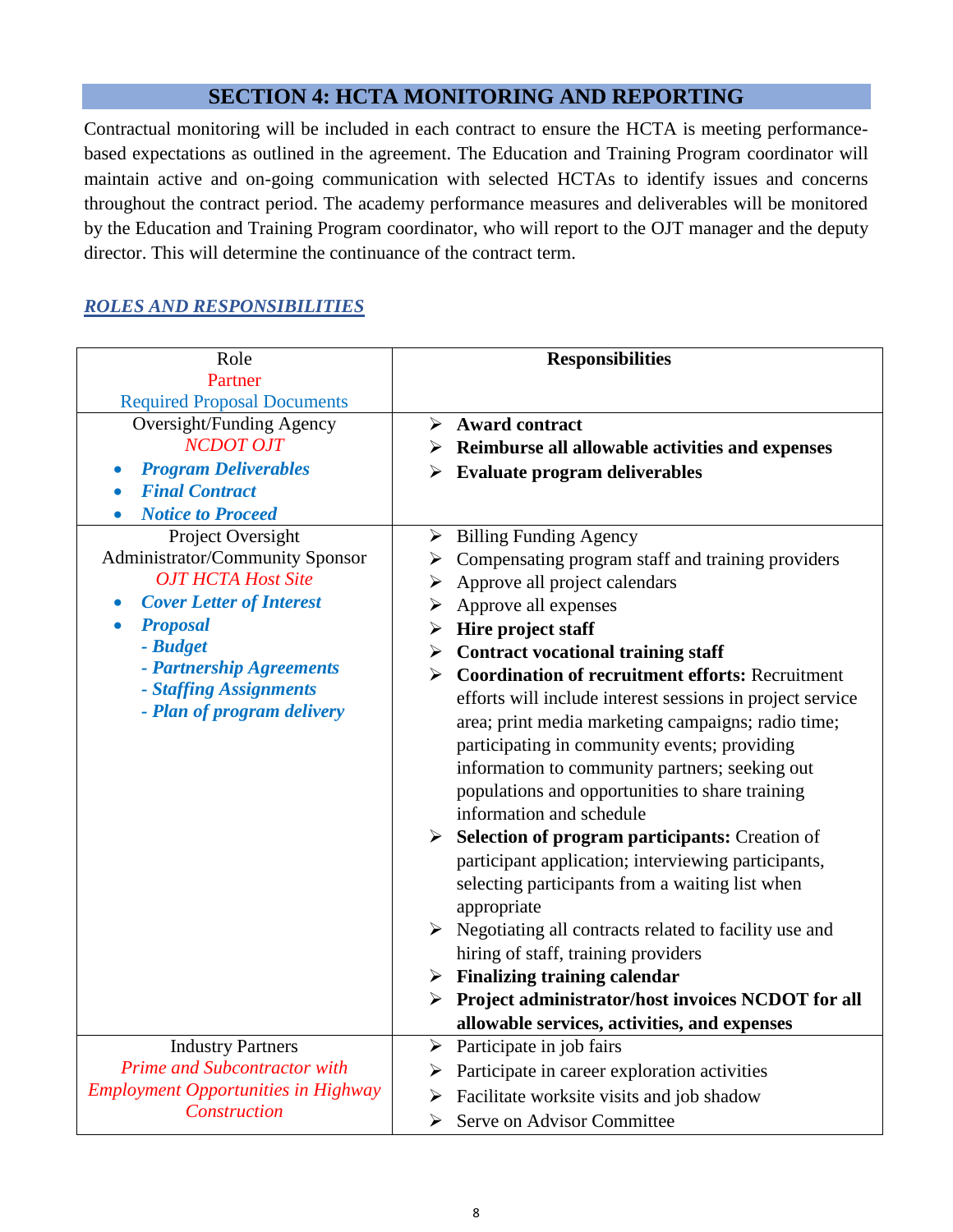## SECTION 4: HCTA MONITORING AND REPORTING

Contractual monitoring will be included in each contract to ensure the HCTA is meeting performance-based expectations as outlined in the agreement. The Education and Training Program coordinator will maintain active and on-going communication with selected HCTAs to identify issues and concerns throughout the contract period. The academy performance measures and deliverables will be monitored by the Education and Training Program coordinator, who will report to the OJT manager and the deputy director. This will determine the continuance of the contract term.

### *ROLES AND RESPONSIBILITIES*

| Role<br>Partner<br>Required Proposal Documents | **Responsibilities** |
|---|---|
| Oversight/Funding Agency<br>*NCDOT OJT*<br>• ***Program Deliverables***<br>• ***Final Contract***<br>• ***Notice to Proceed*** | ➢ **Award contract**<br>➢ **Reimburse all allowable activities and expenses**<br>➢ **Evaluate program deliverables** |
| Project Oversight Administrator/Community Sponsor<br>*OJT HCTA Host Site*<br>• ***Cover Letter of Interest***<br>• ***Proposal***<br>***- Budget***<br>***- Partnership Agreements***<br>***- Staffing Assignments***<br>***- Plan of program delivery*** | ➢ Billing Funding Agency<br>➢ Compensating program staff and training providers<br>➢ Approve all project calendars<br>➢ Approve all expenses<br>➢ **Hire project staff**<br>➢ **Contract vocational training staff**<br>➢ **Coordination of recruitment efforts:** Recruitment efforts will include interest sessions in project service area; print media marketing campaigns; radio time; participating in community events; providing information to community partners; seeking out populations and opportunities to share training information and schedule<br>➢ **Selection of program participants:** Creation of participant application; interviewing participants, selecting participants from a waiting list when appropriate<br>➢ Negotiating all contracts related to facility use and hiring of staff, training providers<br>➢ **Finalizing training calendar**<br>➢ **Project administrator/host invoices NCDOT for all allowable services, activities, and expenses** |
| Industry Partners<br>*Prime and Subcontractor with Employment Opportunities in Highway Construction* | ➢ Participate in job fairs<br>➢ Participate in career exploration activities<br>➢ Facilitate worksite visits and job shadow<br>➢ Serve on Advisor Committee |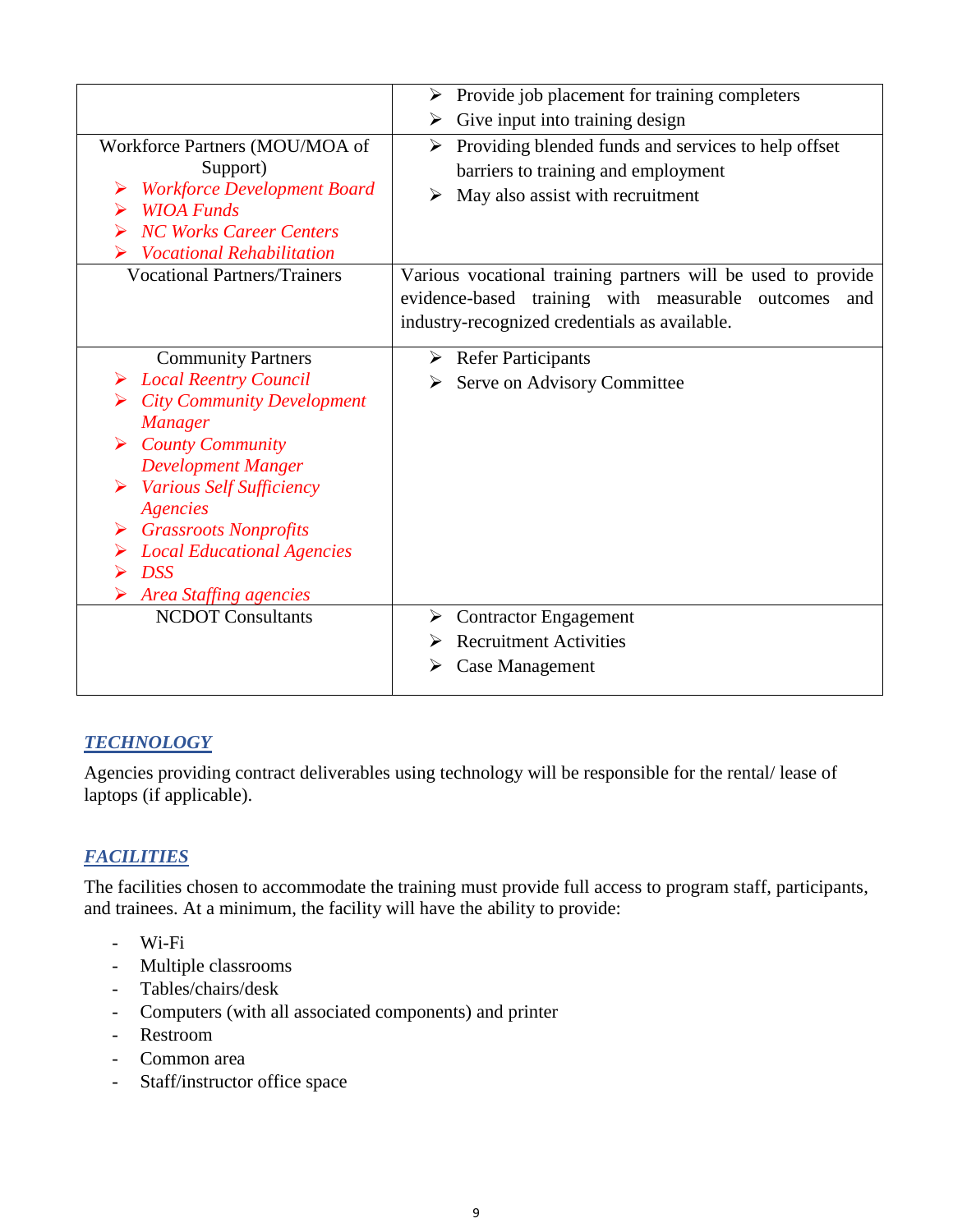| | |
|---|---|
| | ➢ Provide job placement for training completers<br>➢ Give input into training design |
| Workforce Partners (MOU/MOA of Support)<br>➢ *Workforce Development Board*<br>➢ *WIOA Funds*<br>➢ *NC Works Career Centers*<br>➢ *Vocational Rehabilitation* | ➢ Providing blended funds and services to help offset barriers to training and employment<br>➢ May also assist with recruitment |
| Vocational Partners/Trainers | Various vocational training partners will be used to provide evidence-based training with measurable outcomes and industry-recognized credentials as available. |
| Community Partners<br>➢ *Local Reentry Council*<br>➢ *City Community Development Manager*<br>➢ *County Community Development Manger*<br>➢ *Various Self Sufficiency Agencies*<br>➢ *Grassroots Nonprofits*<br>➢ *Local Educational Agencies*<br>➢ *DSS*<br>➢ *Area Staffing agencies* | ➢ Refer Participants<br>➢ Serve on Advisory Committee |
| NCDOT Consultants | ➢ Contractor Engagement<br>➢ Recruitment Activities<br>➢ Case Management |

## ***TECHNOLOGY***

Agencies providing contract deliverables using technology will be responsible for the rental/ lease of laptops (if applicable).

## ***FACILITIES***

The facilities chosen to accommodate the training must provide full access to program staff, participants, and trainees. At a minimum, the facility will have the ability to provide:

- Wi-Fi
- Multiple classrooms
- Tables/chairs/desk
- Computers (with all associated components) and printer
- Restroom
- Common area
- Staff/instructor office space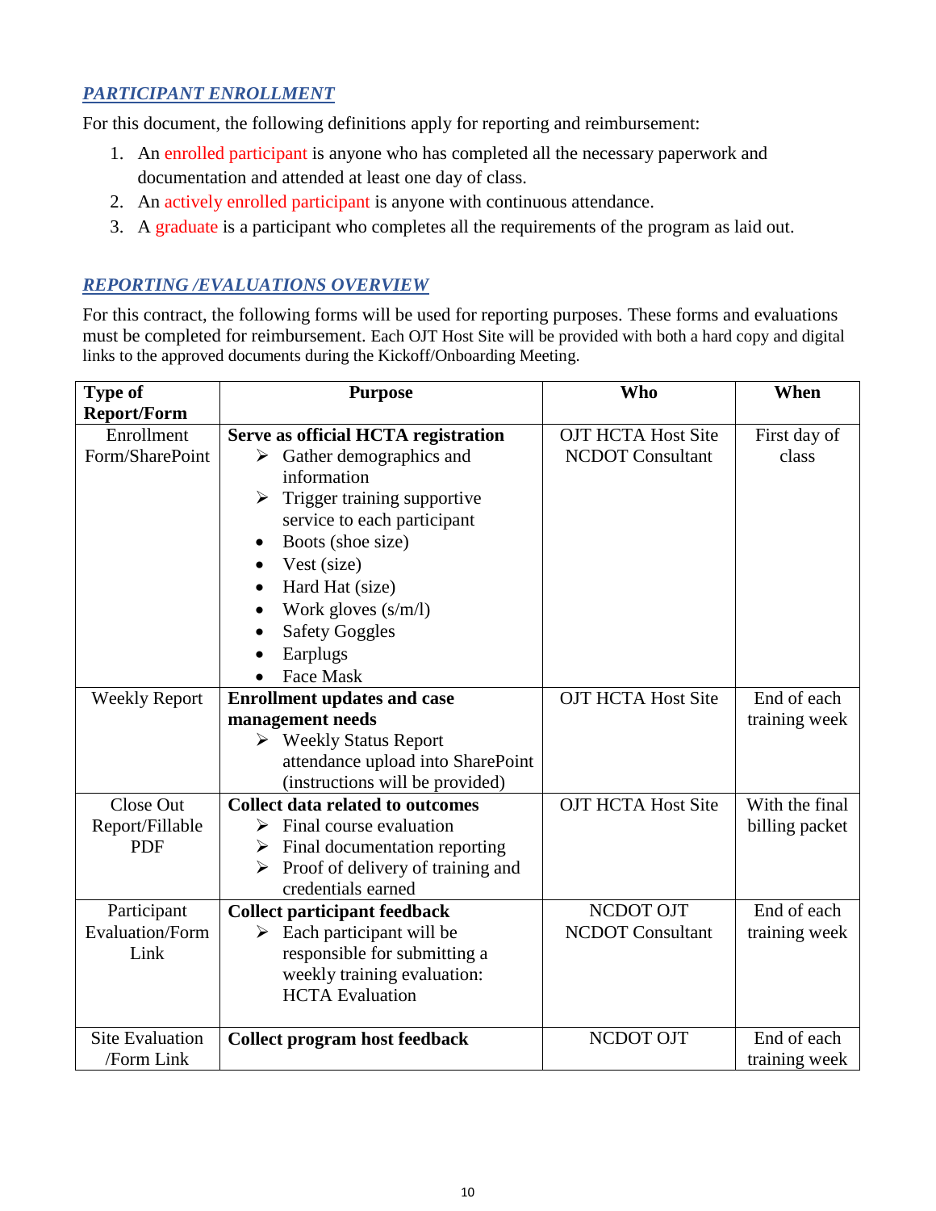## ***PARTICIPANT ENROLLMENT***

For this document, the following definitions apply for reporting and reimbursement:

1. An enrolled participant is anyone who has completed all the necessary paperwork and documentation and attended at least one day of class.
2. An actively enrolled participant is anyone with continuous attendance.
3. A graduate is a participant who completes all the requirements of the program as laid out.

## ***REPORTING /EVALUATIONS OVERVIEW***

For this contract, the following forms will be used for reporting purposes. These forms and evaluations must be completed for reimbursement. Each OJT Host Site will be provided with both a hard copy and digital links to the approved documents during the Kickoff/Onboarding Meeting.

| Type of Report/Form | Purpose | Who | When |
|---|---|---|---|
| Enrollment Form/SharePoint | **Serve as official HCTA registration**<br>➢ Gather demographics and information<br>➢ Trigger training supportive service to each participant<br>• Boots (shoe size)<br>• Vest (size)<br>• Hard Hat (size)<br>• Work gloves (s/m/l)<br>• Safety Goggles<br>• Earplugs<br>• Face Mask | OJT HCTA Host Site<br>NCDOT Consultant | First day of class |
| Weekly Report | **Enrollment updates and case management needs**<br>➢ Weekly Status Report attendance upload into SharePoint (instructions will be provided) | OJT HCTA Host Site | End of each training week |
| Close Out Report/Fillable PDF | **Collect data related to outcomes**<br>➢ Final course evaluation<br>➢ Final documentation reporting<br>➢ Proof of delivery of training and credentials earned | OJT HCTA Host Site | With the final billing packet |
| Participant Evaluation/Form Link | **Collect participant feedback**<br>➢ Each participant will be responsible for submitting a weekly training evaluation: HCTA Evaluation | NCDOT OJT<br>NCDOT Consultant | End of each training week |
| Site Evaluation /Form Link | **Collect program host feedback** | NCDOT OJT | End of each training week |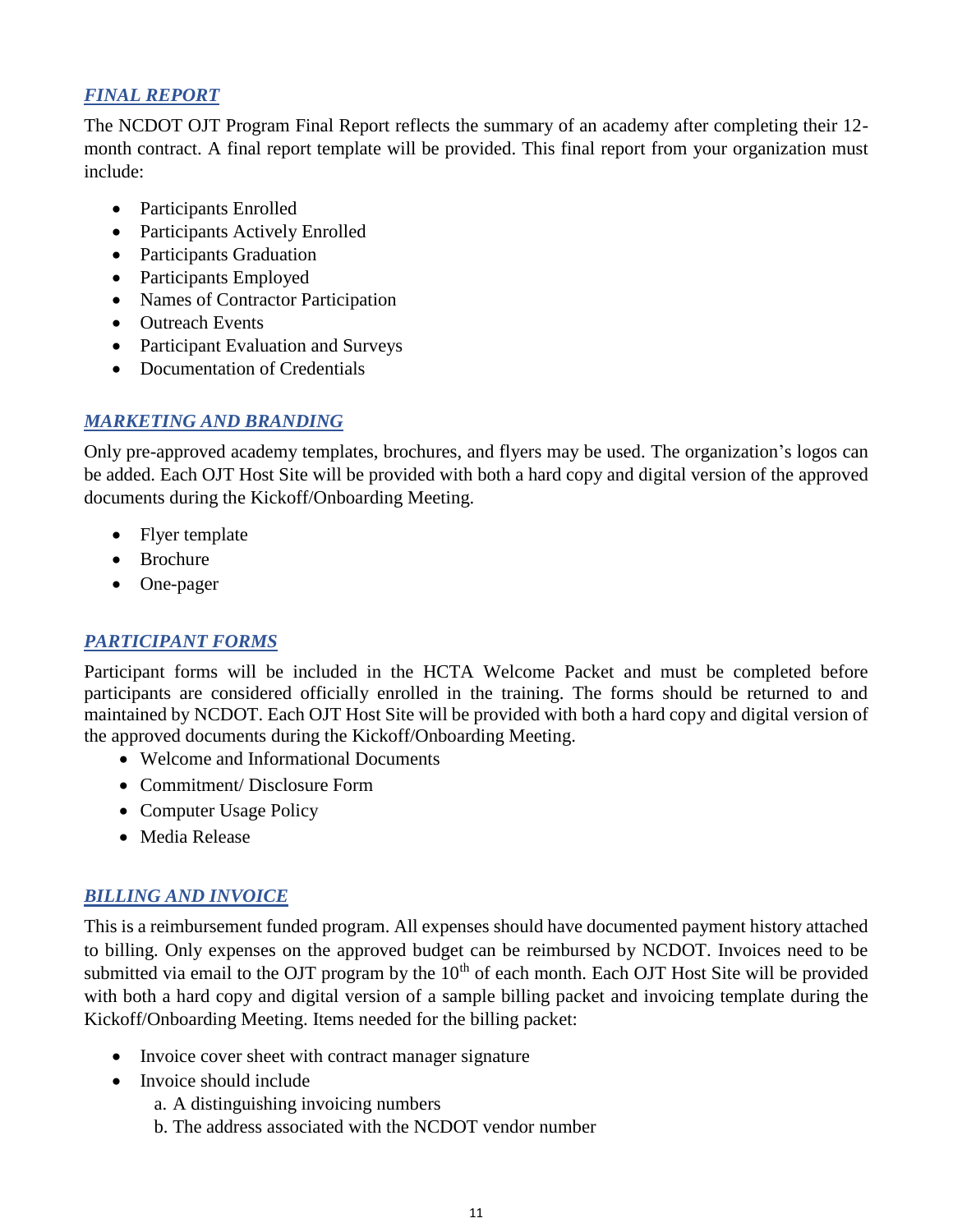## *FINAL REPORT*

The NCDOT OJT Program Final Report reflects the summary of an academy after completing their 12-month contract. A final report template will be provided. This final report from your organization must include:

- Participants Enrolled
- Participants Actively Enrolled
- Participants Graduation
- Participants Employed
- Names of Contractor Participation
- Outreach Events
- Participant Evaluation and Surveys
- Documentation of Credentials

## *MARKETING AND BRANDING*

Only pre-approved academy templates, brochures, and flyers may be used. The organization's logos can be added. Each OJT Host Site will be provided with both a hard copy and digital version of the approved documents during the Kickoff/Onboarding Meeting.

- Flyer template
- Brochure
- One-pager

## *PARTICIPANT FORMS*

Participant forms will be included in the HCTA Welcome Packet and must be completed before participants are considered officially enrolled in the training. The forms should be returned to and maintained by NCDOT. Each OJT Host Site will be provided with both a hard copy and digital version of the approved documents during the Kickoff/Onboarding Meeting.

- Welcome and Informational Documents
- Commitment/ Disclosure Form
- Computer Usage Policy
- Media Release

## *BILLING AND INVOICE*

This is a reimbursement funded program. All expenses should have documented payment history attached to billing. Only expenses on the approved budget can be reimbursed by NCDOT. Invoices need to be submitted via email to the OJT program by the 10th of each month. Each OJT Host Site will be provided with both a hard copy and digital version of a sample billing packet and invoicing template during the Kickoff/Onboarding Meeting. Items needed for the billing packet:

- Invoice cover sheet with contract manager signature
- Invoice should include
  a. A distinguishing invoicing numbers
  b. The address associated with the NCDOT vendor number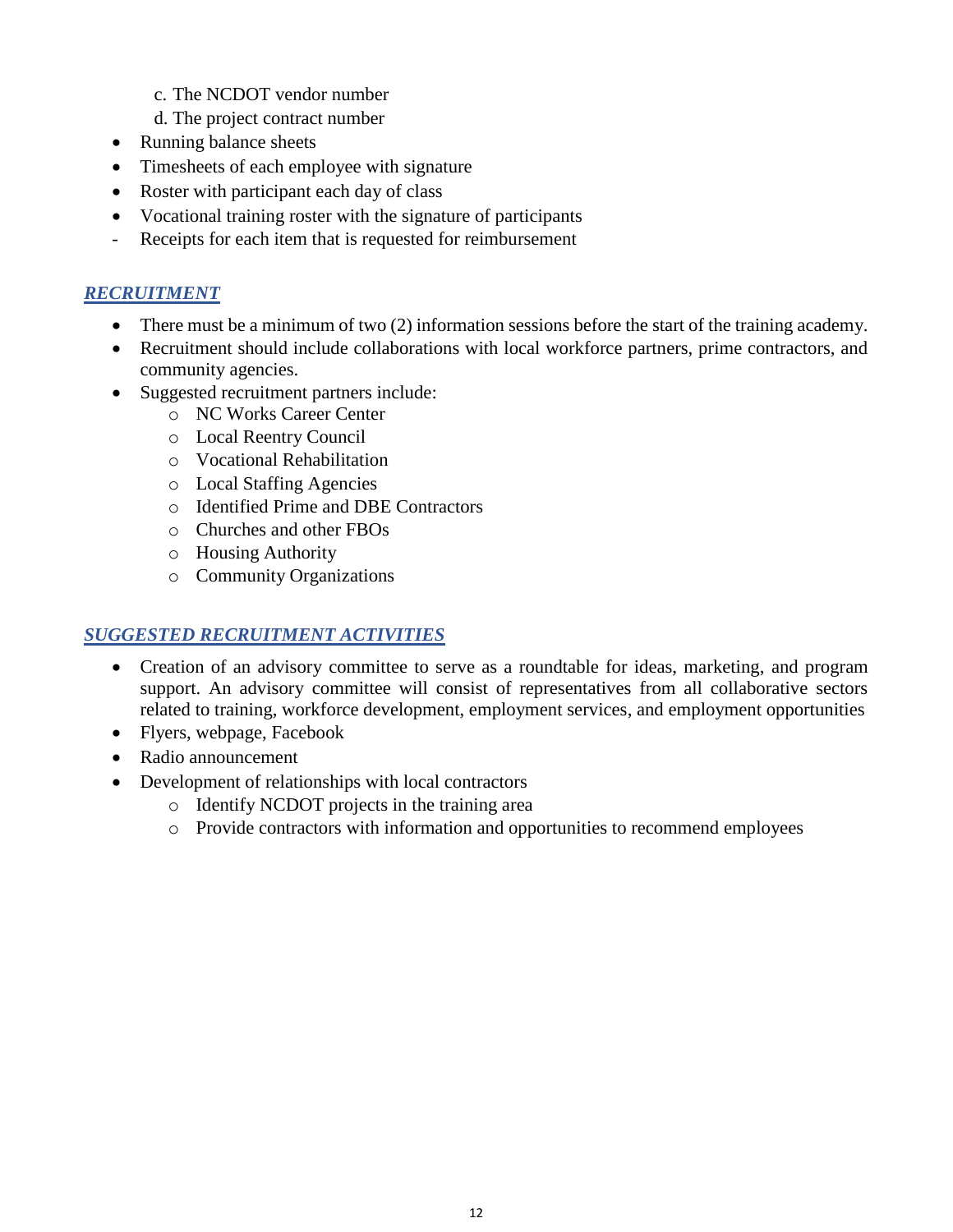c. The NCDOT vendor number
    d. The project contract number
- Running balance sheets
- Timesheets of each employee with signature
- Roster with participant each day of class
- Vocational training roster with the signature of participants
- Receipts for each item that is requested for reimbursement

## ***RECRUITMENT***

- There must be a minimum of two (2) information sessions before the start of the training academy.
- Recruitment should include collaborations with local workforce partners, prime contractors, and community agencies.
- Suggested recruitment partners include:
    - NC Works Career Center
    - Local Reentry Council
    - Vocational Rehabilitation
    - Local Staffing Agencies
    - Identified Prime and DBE Contractors
    - Churches and other FBOs
    - Housing Authority
    - Community Organizations

## ***SUGGESTED RECRUITMENT ACTIVITIES***

- Creation of an advisory committee to serve as a roundtable for ideas, marketing, and program support. An advisory committee will consist of representatives from all collaborative sectors related to training, workforce development, employment services, and employment opportunities
- Flyers, webpage, Facebook
- Radio announcement
- Development of relationships with local contractors
    - Identify NCDOT projects in the training area
    - Provide contractors with information and opportunities to recommend employees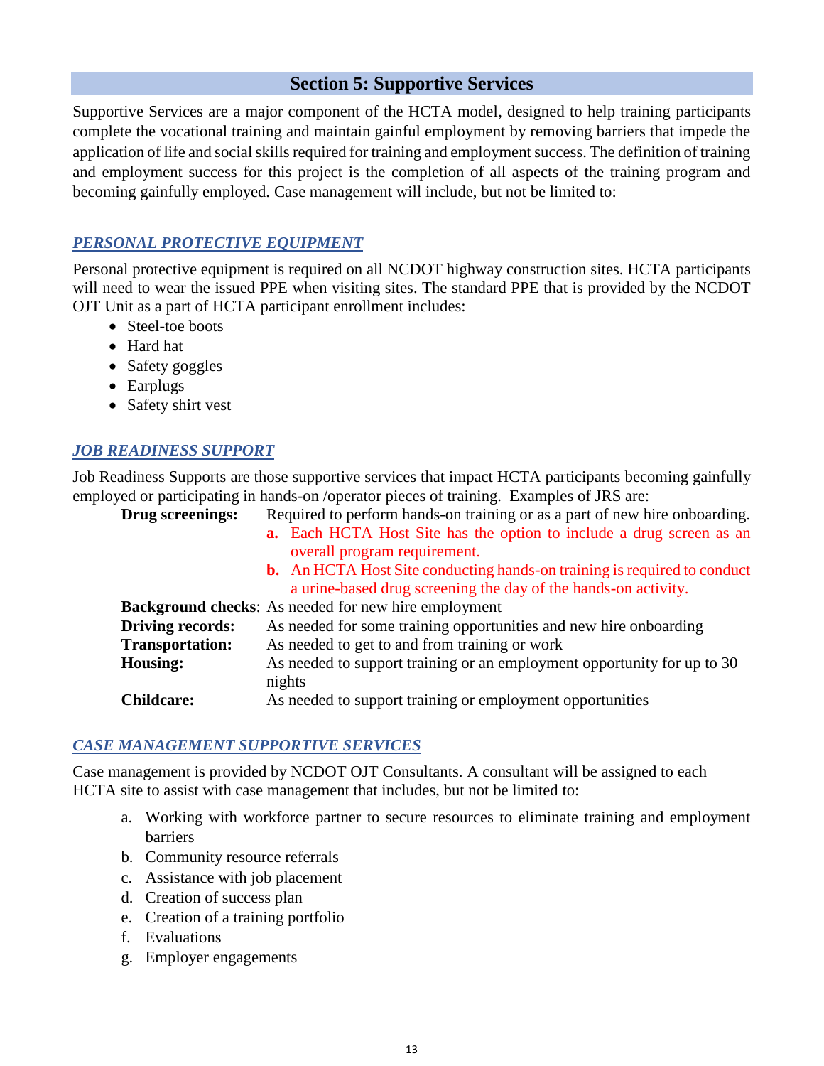## Section 5: Supportive Services

Supportive Services are a major component of the HCTA model, designed to help training participants complete the vocational training and maintain gainful employment by removing barriers that impede the application of life and social skills required for training and employment success. The definition of training and employment success for this project is the completion of all aspects of the training program and becoming gainfully employed. Case management will include, but not be limited to:

### *PERSONAL PROTECTIVE EQUIPMENT*

Personal protective equipment is required on all NCDOT highway construction sites. HCTA participants will need to wear the issued PPE when visiting sites. The standard PPE that is provided by the NCDOT OJT Unit as a part of HCTA participant enrollment includes:

- Steel-toe boots
- Hard hat
- Safety goggles
- Earplugs
- Safety shirt vest

### *JOB READINESS SUPPORT*

Job Readiness Supports are those supportive services that impact HCTA participants becoming gainfully employed or participating in hands-on /operator pieces of training. Examples of JRS are:

**Drug screenings:** Required to perform hands-on training or as a part of new hire onboarding.

- **a.** Each HCTA Host Site has the option to include a drug screen as an overall program requirement.
- **b.** An HCTA Host Site conducting hands-on training is required to conduct a urine-based drug screening the day of the hands-on activity.

**Background checks**: As needed for new hire employment

**Driving records:** As needed for some training opportunities and new hire onboarding

**Transportation:** As needed to get to and from training or work

**Housing:** As needed to support training or an employment opportunity for up to 30 nights

**Childcare:** As needed to support training or employment opportunities

### *CASE MANAGEMENT SUPPORTIVE SERVICES*

Case management is provided by NCDOT OJT Consultants. A consultant will be assigned to each HCTA site to assist with case management that includes, but not be limited to:

a. Working with workforce partner to secure resources to eliminate training and employment barriers
b. Community resource referrals
c. Assistance with job placement
d. Creation of success plan
e. Creation of a training portfolio
f. Evaluations
g. Employer engagements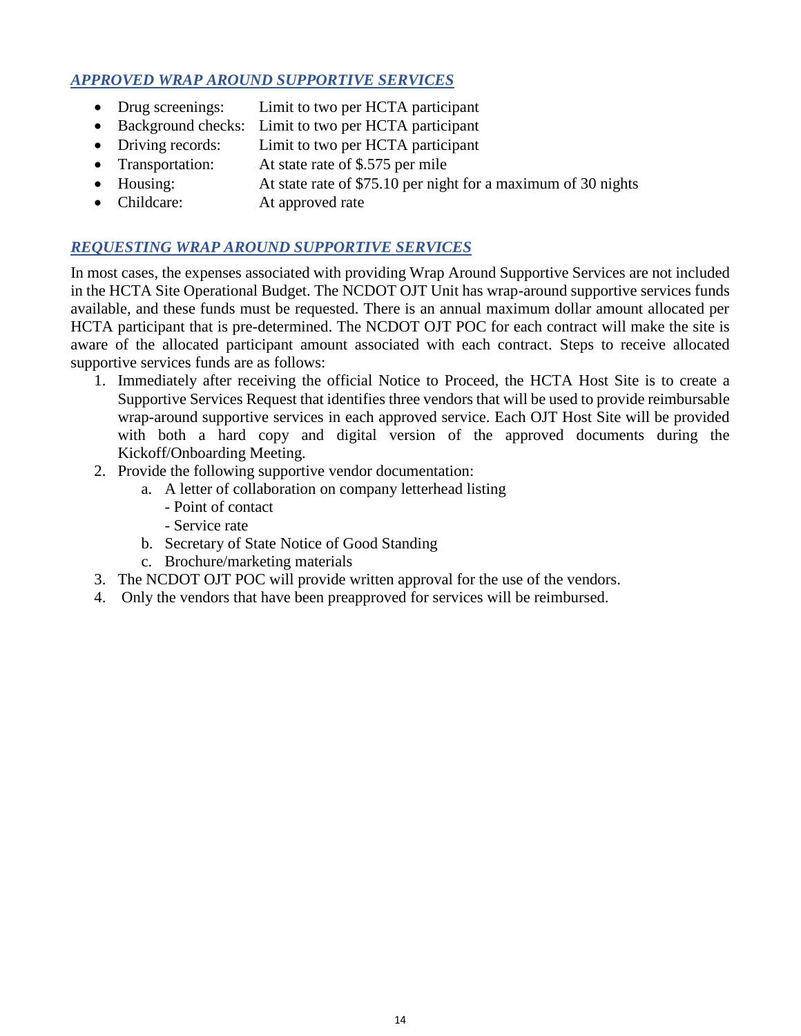## *APPROVED WRAP AROUND SUPPORTIVE SERVICES*

- Drug screenings: Limit to two per HCTA participant
- Background checks: Limit to two per HCTA participant
- Driving records: Limit to two per HCTA participant
- Transportation: At state rate of $.575 per mile
- Housing: At state rate of $75.10 per night for a maximum of 30 nights
- Childcare: At approved rate

## *REQUESTING WRAP AROUND SUPPORTIVE SERVICES*

In most cases, the expenses associated with providing Wrap Around Supportive Services are not included in the HCTA Site Operational Budget. The NCDOT OJT Unit has wrap-around supportive services funds available, and these funds must be requested. There is an annual maximum dollar amount allocated per HCTA participant that is pre-determined. The NCDOT OJT POC for each contract will make the site is aware of the allocated participant amount associated with each contract. Steps to receive allocated supportive services funds are as follows:

1. Immediately after receiving the official Notice to Proceed, the HCTA Host Site is to create a Supportive Services Request that identifies three vendors that will be used to provide reimbursable wrap-around supportive services in each approved service. Each OJT Host Site will be provided with both a hard copy and digital version of the approved documents during the Kickoff/Onboarding Meeting.
2. Provide the following supportive vendor documentation:
   a. A letter of collaboration on company letterhead listing
      - Point of contact
      - Service rate
   b. Secretary of State Notice of Good Standing
   c. Brochure/marketing materials
3. The NCDOT OJT POC will provide written approval for the use of the vendors.
4. Only the vendors that have been preapproved for services will be reimbursed.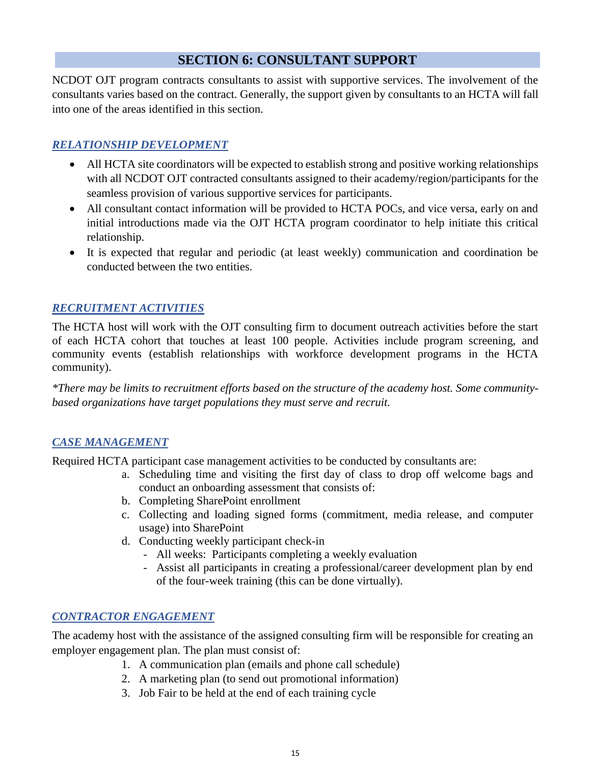## SECTION 6: CONSULTANT SUPPORT

NCDOT OJT program contracts consultants to assist with supportive services. The involvement of the consultants varies based on the contract. Generally, the support given by consultants to an HCTA will fall into one of the areas identified in this section.

### *RELATIONSHIP DEVELOPMENT*

- All HCTA site coordinators will be expected to establish strong and positive working relationships with all NCDOT OJT contracted consultants assigned to their academy/region/participants for the seamless provision of various supportive services for participants.
- All consultant contact information will be provided to HCTA POCs, and vice versa, early on and initial introductions made via the OJT HCTA program coordinator to help initiate this critical relationship.
- It is expected that regular and periodic (at least weekly) communication and coordination be conducted between the two entities.

### *RECRUITMENT ACTIVITIES*

The HCTA host will work with the OJT consulting firm to document outreach activities before the start of each HCTA cohort that touches at least 100 people. Activities include program screening, and community events (establish relationships with workforce development programs in the HCTA community).

*\*There may be limits to recruitment efforts based on the structure of the academy host. Some community-based organizations have target populations they must serve and recruit.*

### *CASE MANAGEMENT*

Required HCTA participant case management activities to be conducted by consultants are:

a. Scheduling time and visiting the first day of class to drop off welcome bags and conduct an onboarding assessment that consists of:
b. Completing SharePoint enrollment
c. Collecting and loading signed forms (commitment, media release, and computer usage) into SharePoint
d. Conducting weekly participant check-in
   - All weeks: Participants completing a weekly evaluation
   - Assist all participants in creating a professional/career development plan by end of the four-week training (this can be done virtually).

### *CONTRACTOR ENGAGEMENT*

The academy host with the assistance of the assigned consulting firm will be responsible for creating an employer engagement plan. The plan must consist of:

1. A communication plan (emails and phone call schedule)
2. A marketing plan (to send out promotional information)
3. Job Fair to be held at the end of each training cycle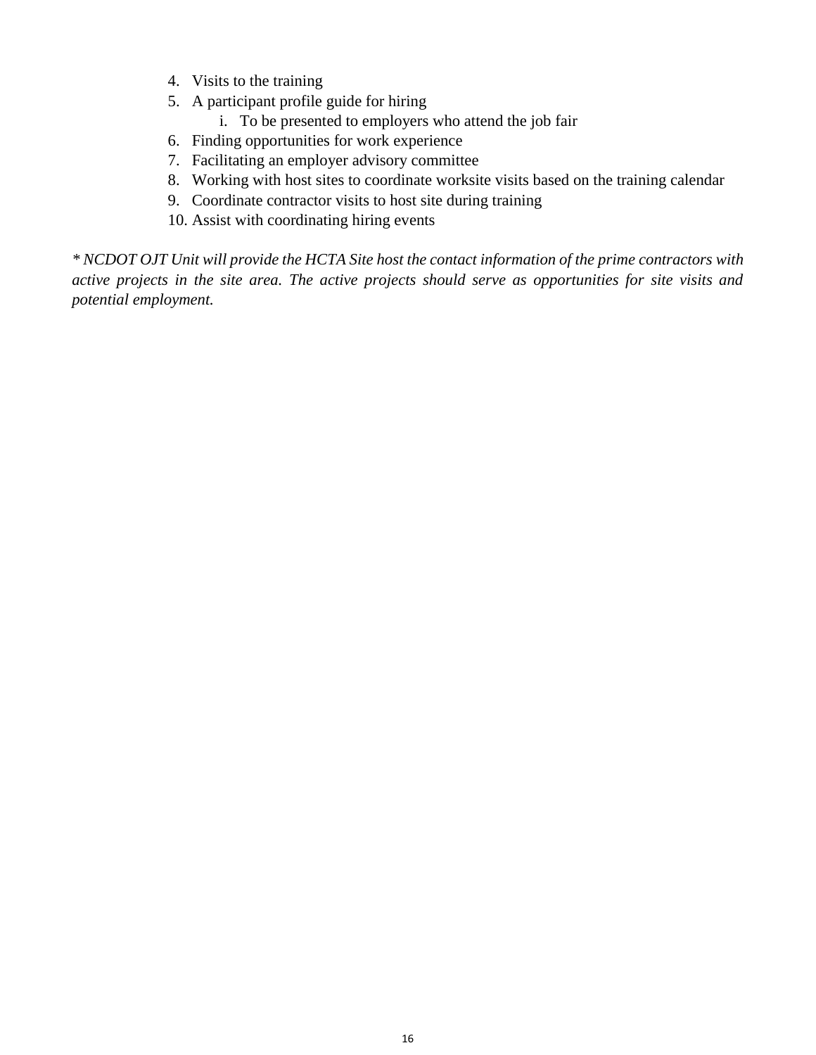4. Visits to the training
5. A participant profile guide for hiring
    i. To be presented to employers who attend the job fair
6. Finding opportunities for work experience
7. Facilitating an employer advisory committee
8. Working with host sites to coordinate worksite visits based on the training calendar
9. Coordinate contractor visits to host site during training
10. Assist with coordinating hiring events

*\* NCDOT OJT Unit will provide the HCTA Site host the contact information of the prime contractors with active projects in the site area. The active projects should serve as opportunities for site visits and potential employment.*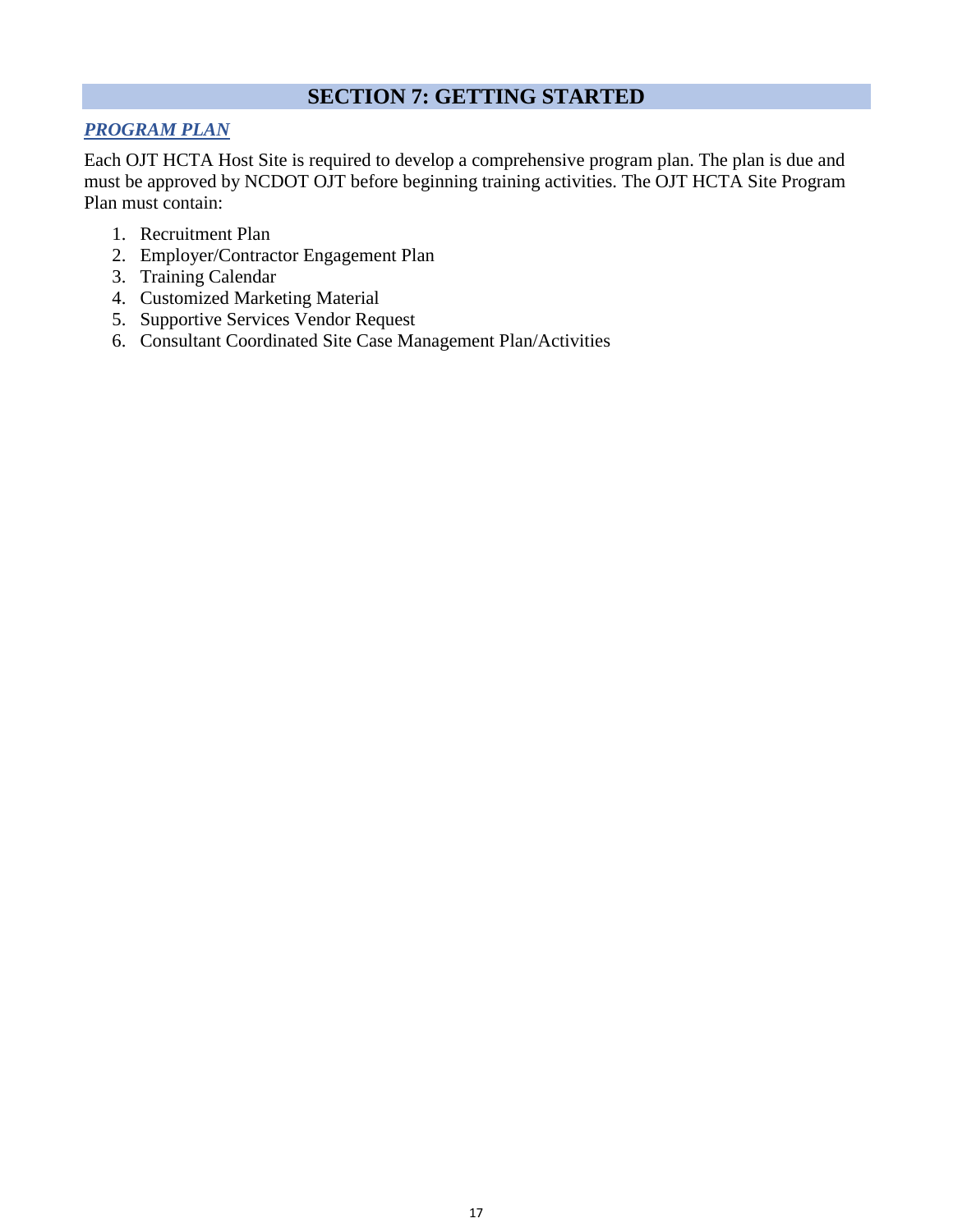## SECTION 7: GETTING STARTED

### ***PROGRAM PLAN***

Each OJT HCTA Host Site is required to develop a comprehensive program plan. The plan is due and must be approved by NCDOT OJT before beginning training activities. The OJT HCTA Site Program Plan must contain:

1. Recruitment Plan
2. Employer/Contractor Engagement Plan
3. Training Calendar
4. Customized Marketing Material
5. Supportive Services Vendor Request
6. Consultant Coordinated Site Case Management Plan/Activities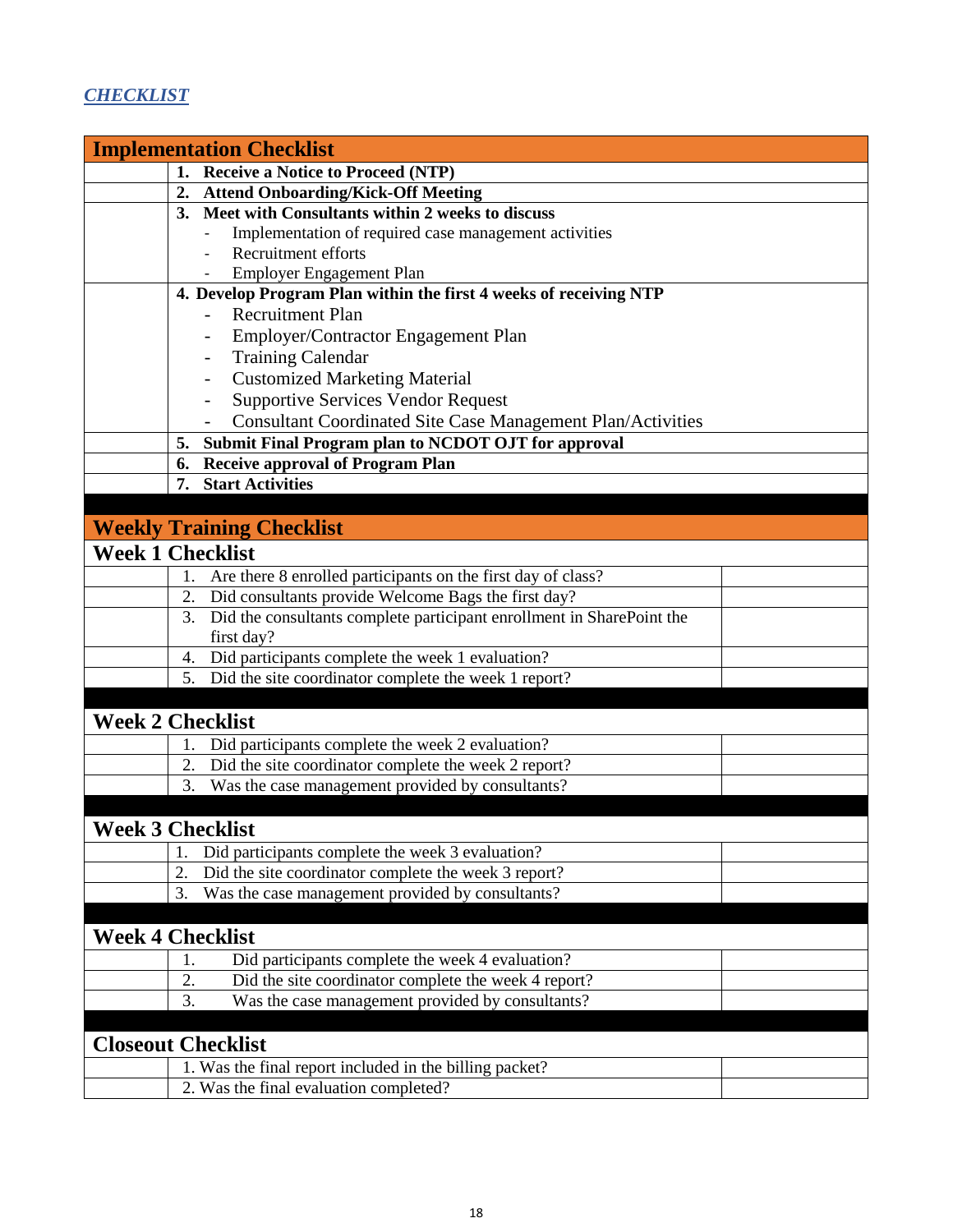## *CHECKLIST*

| | |
|---|---|
| **Implementation Checklist** | |
| | **1. Receive a Notice to Proceed (NTP)** |
| | **2. Attend Onboarding/Kick-Off Meeting** |
| | **3. Meet with Consultants within 2 weeks to discuss**<br>- Implementation of required case management activities<br>- Recruitment efforts<br>- Employer Engagement Plan |
| | **4. Develop Program Plan within the first 4 weeks of receiving NTP**<br>- Recruitment Plan<br>- Employer/Contractor Engagement Plan<br>- Training Calendar<br>- Customized Marketing Material<br>- Supportive Services Vendor Request<br>- Consultant Coordinated Site Case Management Plan/Activities |
| | **5. Submit Final Program plan to NCDOT OJT for approval** |
| | **6. Receive approval of Program Plan** |
| | **7. Start Activities** |

| | | |
|---|---|---|
| **Weekly Training Checklist** | | |
| **Week 1 Checklist** | | |
| | 1. Are there 8 enrolled participants on the first day of class? | |
| | 2. Did consultants provide Welcome Bags the first day? | |
| | 3. Did the consultants complete participant enrollment in SharePoint the first day? | |
| | 4. Did participants complete the week 1 evaluation? | |
| | 5. Did the site coordinator complete the week 1 report? | |
| **Week 2 Checklist** | | |
| | 1. Did participants complete the week 2 evaluation? | |
| | 2. Did the site coordinator complete the week 2 report? | |
| | 3. Was the case management provided by consultants? | |
| **Week 3 Checklist** | | |
| | 1. Did participants complete the week 3 evaluation? | |
| | 2. Did the site coordinator complete the week 3 report? | |
| | 3. Was the case management provided by consultants? | |
| **Week 4 Checklist** | | |
| | 1. Did participants complete the week 4 evaluation? | |
| | 2. Did the site coordinator complete the week 4 report? | |
| | 3. Was the case management provided by consultants? | |
| **Closeout Checklist** | | |
| | 1. Was the final report included in the billing packet? | |
| | 2. Was the final evaluation completed? | |